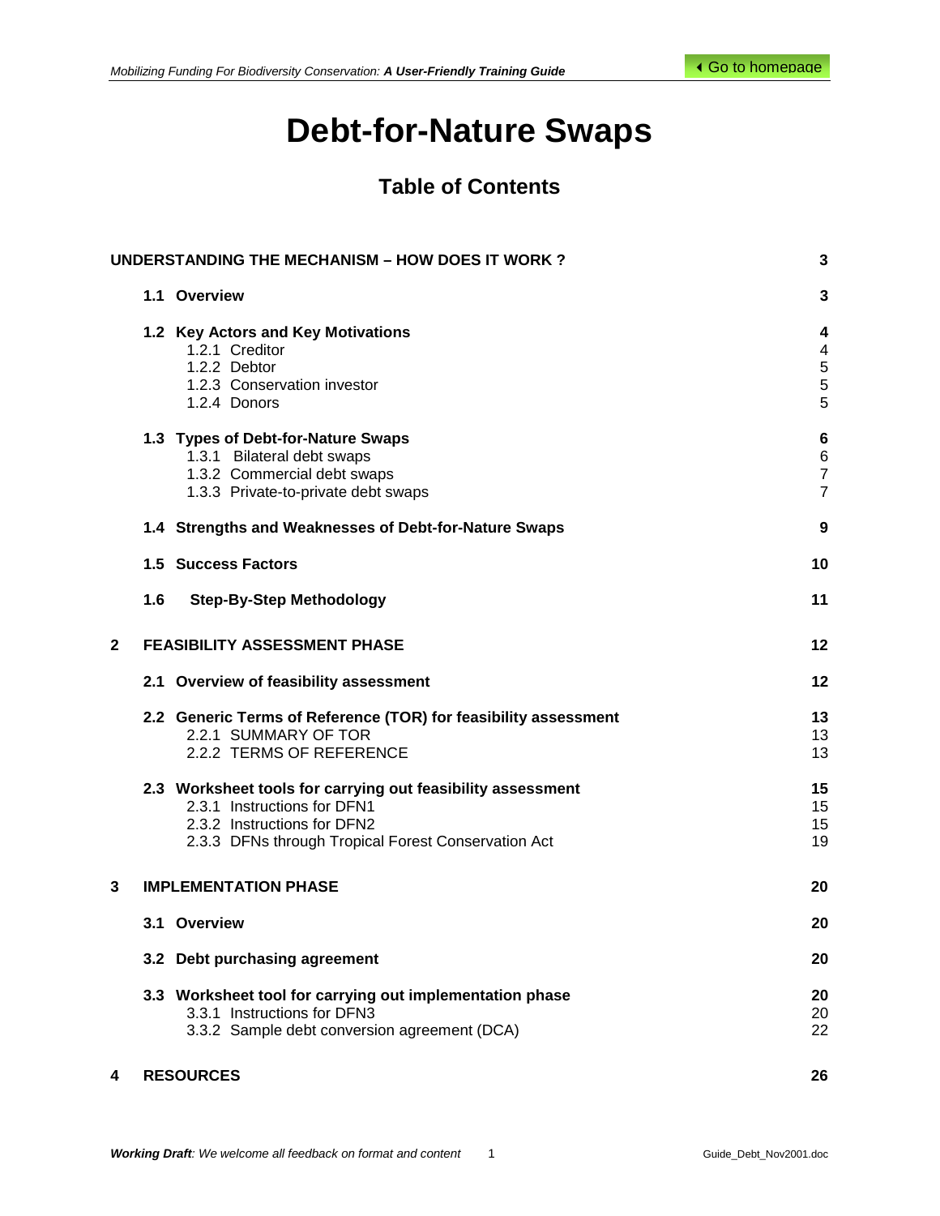# Debt-for-Nature Swaps

## Table of Contents

| | | |
|---|---|---|
| **UNDERSTANDING THE MECHANISM – HOW DOES IT WORK ?** | | **3** |
| | **1.1 Overview** | **3** |
| | **1.2 Key Actors and Key Motivations** | **4** |
| | 1.2.1 Creditor | 4 |
| | 1.2.2 Debtor | 5 |
| | 1.2.3 Conservation investor | 5 |
| | 1.2.4 Donors | 5 |
| | **1.3 Types of Debt-for-Nature Swaps** | **6** |
| | 1.3.1 Bilateral debt swaps | 6 |
| | 1.3.2 Commercial debt swaps | 7 |
| | 1.3.3 Private-to-private debt swaps | 7 |
| | **1.4 Strengths and Weaknesses of Debt-for-Nature Swaps** | **9** |
| | **1.5 Success Factors** | **10** |
| | **1.6 Step-By-Step Methodology** | **11** |
| **2** | **FEASIBILITY ASSESSMENT PHASE** | **12** |
| | **2.1 Overview of feasibility assessment** | **12** |
| | **2.2 Generic Terms of Reference (TOR) for feasibility assessment** | **13** |
| | 2.2.1 SUMMARY OF TOR | 13 |
| | 2.2.2 TERMS OF REFERENCE | 13 |
| | **2.3 Worksheet tools for carrying out feasibility assessment** | **15** |
| | 2.3.1 Instructions for DFN1 | 15 |
| | 2.3.2 Instructions for DFN2 | 15 |
| | 2.3.3 DFNs through Tropical Forest Conservation Act | 19 |
| **3** | **IMPLEMENTATION PHASE** | **20** |
| | **3.1 Overview** | **20** |
| | **3.2 Debt purchasing agreement** | **20** |
| | **3.3 Worksheet tool for carrying out implementation phase** | **20** |
| | 3.3.1 Instructions for DFN3 | 20 |
| | 3.3.2 Sample debt conversion agreement (DCA) | 22 |
| **4** | **RESOURCES** | **26** |

***Working Draft**: We welcome all feedback on format and content*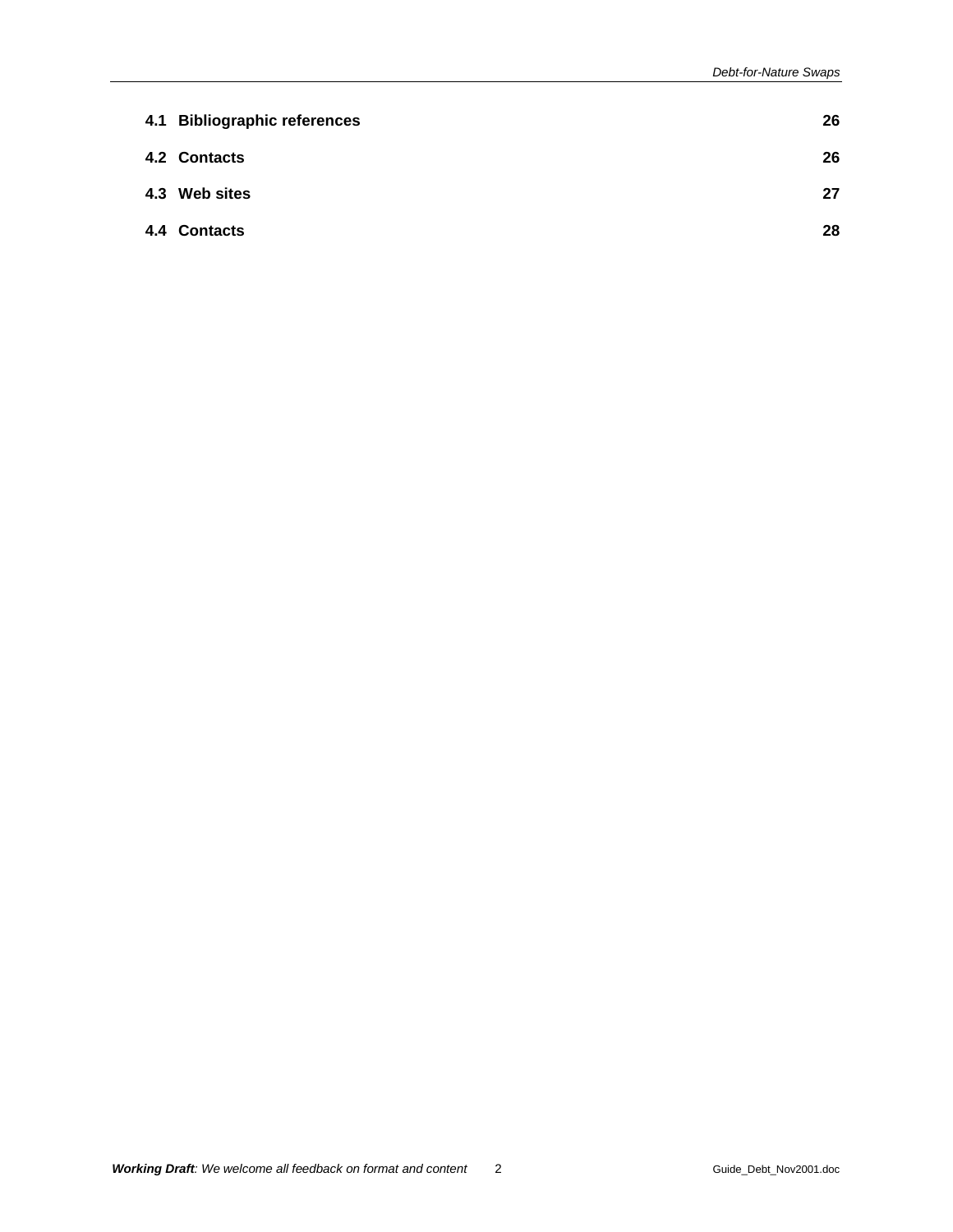**4.1 Bibliographic references** **26**

**4.2 Contacts** **26**

**4.3 Web sites** **27**

**4.4 Contacts** **28**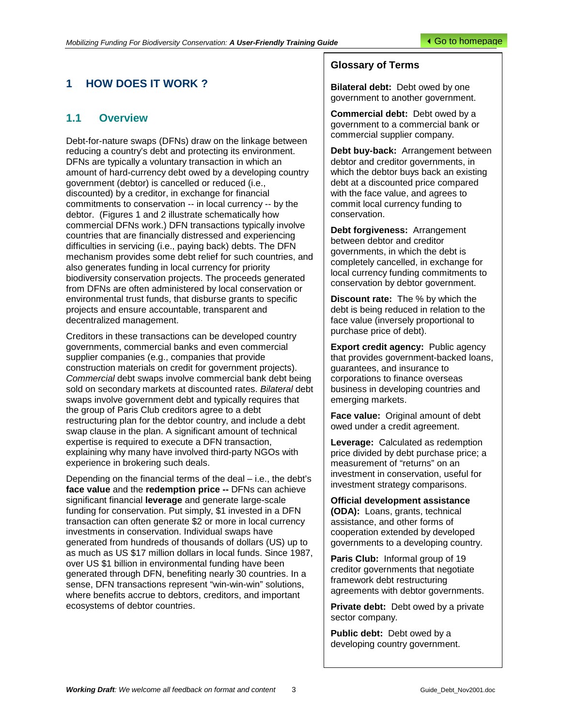# 1 HOW DOES IT WORK ?

## 1.1 Overview

Debt-for-nature swaps (DFNs) draw on the linkage between reducing a country's debt and protecting its environment. DFNs are typically a voluntary transaction in which an amount of hard-currency debt owed by a developing country government (debtor) is cancelled or reduced (i.e., discounted) by a creditor, in exchange for financial commitments to conservation -- in local currency -- by the debtor. (Figures 1 and 2 illustrate schematically how commercial DFNs work.) DFN transactions typically involve countries that are financially distressed and experiencing difficulties in servicing (i.e., paying back) debts. The DFN mechanism provides some debt relief for such countries, and also generates funding in local currency for priority biodiversity conservation projects. The proceeds generated from DFNs are often administered by local conservation or environmental trust funds, that disburse grants to specific projects and ensure accountable, transparent and decentralized management.

Creditors in these transactions can be developed country governments, commercial banks and even commercial supplier companies (e.g., companies that provide construction materials on credit for government projects). *Commercial* debt swaps involve commercial bank debt being sold on secondary markets at discounted rates. *Bilateral* debt swaps involve government debt and typically requires that the group of Paris Club creditors agree to a debt restructuring plan for the debtor country, and include a debt swap clause in the plan. A significant amount of technical expertise is required to execute a DFN transaction, explaining why many have involved third-party NGOs with experience in brokering such deals.

Depending on the financial terms of the deal – i.e., the debt's **face value** and the **redemption price --** DFNs can achieve significant financial **leverage** and generate large-scale funding for conservation. Put simply, $1 invested in a DFN transaction can often generate $2 or more in local currency investments in conservation. Individual swaps have generated from hundreds of thousands of dollars (US) up to as much as US $17 million dollars in local funds. Since 1987, over US $1 billion in environmental funding have been generated through DFN, benefiting nearly 30 countries. In a sense, DFN transactions represent "win-win-win" solutions, where benefits accrue to debtors, creditors, and important ecosystems of debtor countries.

### Glossary of Terms

**Bilateral debt:** Debt owed by one government to another government.

**Commercial debt:** Debt owed by a government to a commercial bank or commercial supplier company.

**Debt buy-back:** Arrangement between debtor and creditor governments, in which the debtor buys back an existing debt at a discounted price compared with the face value, and agrees to commit local currency funding to conservation.

**Debt forgiveness:** Arrangement between debtor and creditor governments, in which the debt is completely cancelled, in exchange for local currency funding commitments to conservation by debtor government.

**Discount rate:** The % by which the debt is being reduced in relation to the face value (inversely proportional to purchase price of debt).

**Export credit agency:** Public agency that provides government-backed loans, guarantees, and insurance to corporations to finance overseas business in developing countries and emerging markets.

**Face value:** Original amount of debt owed under a credit agreement.

**Leverage:** Calculated as redemption price divided by debt purchase price; a measurement of "returns" on an investment in conservation, useful for investment strategy comparisons.

**Official development assistance (ODA):** Loans, grants, technical assistance, and other forms of cooperation extended by developed governments to a developing country.

**Paris Club:** Informal group of 19 creditor governments that negotiate framework debt restructuring agreements with debtor governments.

**Private debt:** Debt owed by a private sector company.

**Public debt:** Debt owed by a developing country government.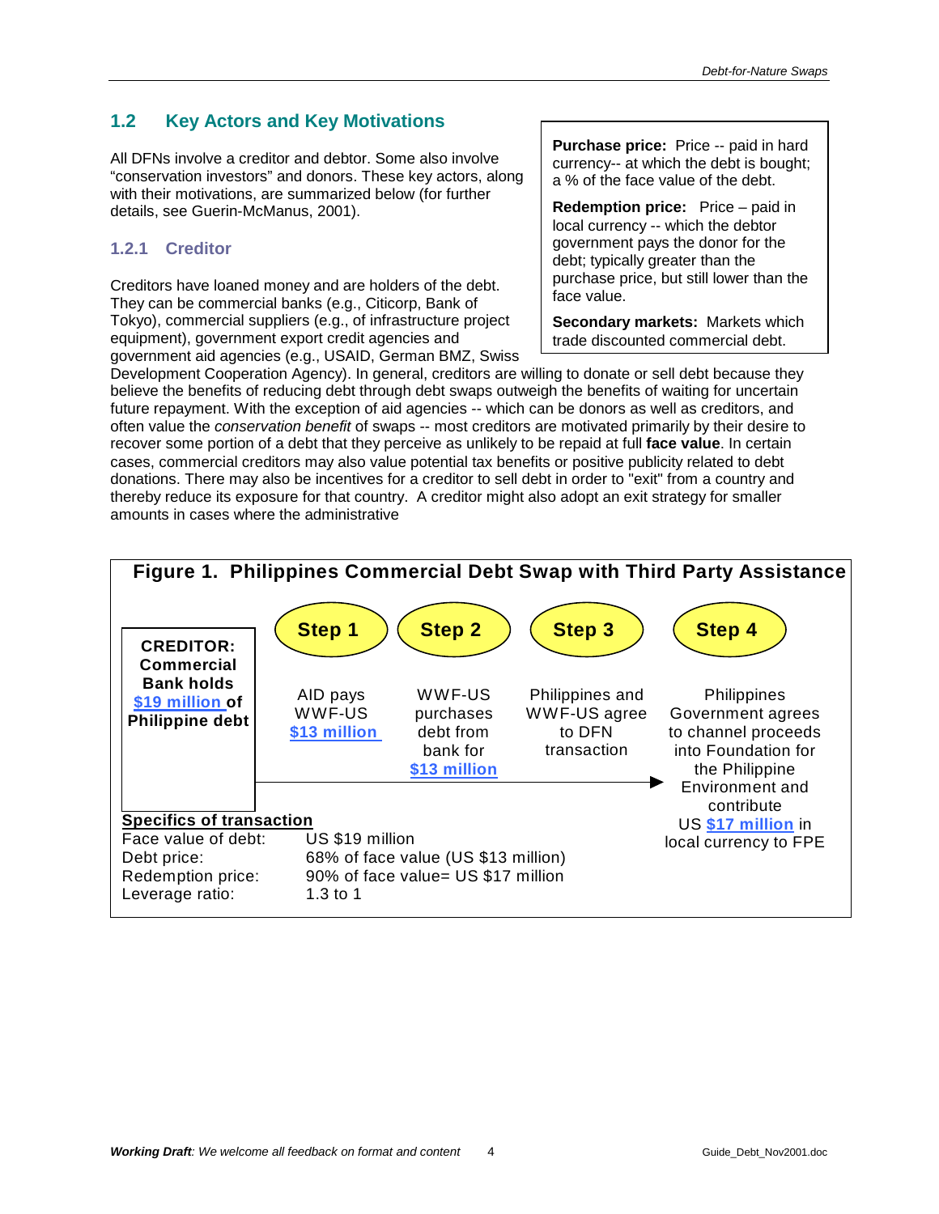## 1.2 Key Actors and Key Motivations

All DFNs involve a creditor and debtor. Some also involve "conservation investors" and donors. These key actors, along with their motivations, are summarized below (for further details, see Guerin-McManus, 2001).

> **Purchase price:** Price -- paid in hard currency-- at which the debt is bought; a % of the face value of the debt.
>
> **Redemption price:** Price – paid in local currency -- which the debtor government pays the donor for the debt; typically greater than the purchase price, but still lower than the face value.
>
> **Secondary markets:** Markets which trade discounted commercial debt.

### 1.2.1 Creditor

Creditors have loaned money and are holders of the debt. They can be commercial banks (e.g., Citicorp, Bank of Tokyo), commercial suppliers (e.g., of infrastructure project equipment), government export credit agencies and government aid agencies (e.g., USAID, German BMZ, Swiss Development Cooperation Agency). In general, creditors are willing to donate or sell debt because they believe the benefits of reducing debt through debt swaps outweigh the benefits of waiting for uncertain future repayment. With the exception of aid agencies -- which can be donors as well as creditors, and often value the *conservation benefit* of swaps -- most creditors are motivated primarily by their desire to recover some portion of a debt that they perceive as unlikely to be repaid at full **face value**. In certain cases, commercial creditors may also value potential tax benefits or positive publicity related to debt donations. There may also be incentives for a creditor to sell debt in order to "exit" from a country and thereby reduce its exposure for that country. A creditor might also adopt an exit strategy for smaller amounts in cases where the administrative

**Figure 1. Philippines Commercial Debt Swap with Third Party Assistance**

**CREDITOR: Commercial Bank holds $19 million of Philippine debt**

- **Step 1:** AID pays WWF-US $13 million
- **Step 2:** WWF-US purchases debt from bank for $13 million
- **Step 3:** Philippines and WWF-US agree to DFN transaction
- **Step 4:** Philippines Government agrees to channel proceeds into Foundation for the Philippine Environment and contribute US $17 million in local currency to FPE

**Specifics of transaction**

| | |
|---|---|
| Face value of debt: | US $19 million |
| Debt price: | 68% of face value (US $13 million) |
| Redemption price: | 90% of face value= US $17 million |
| Leverage ratio: | 1.3 to 1 |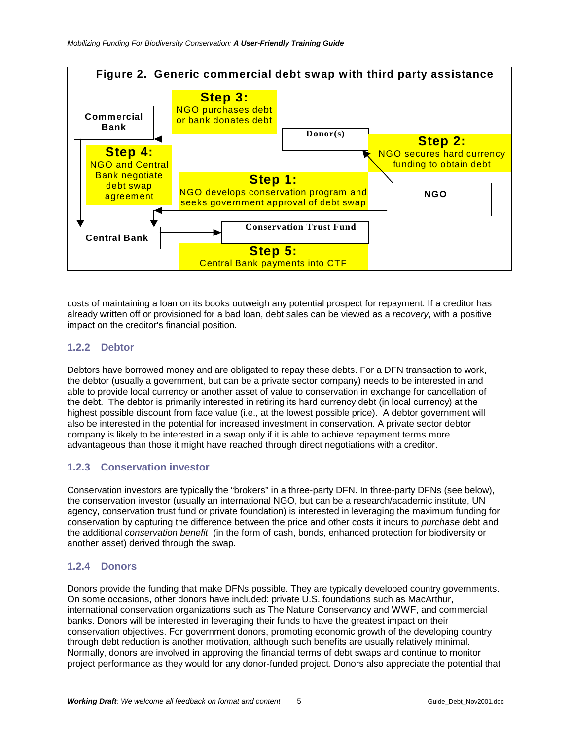**Figure 2. Generic commercial debt swap with third party assistance**

- **Step 1:** NGO develops conservation program and seeks government approval of debt swap
- **Step 2:** NGO secures hard currency funding to obtain debt
- **Step 3:** NGO purchases debt or bank donates debt
- **Step 4:** NGO and Central Bank negotiate debt swap agreement
- **Step 5:** Central Bank payments into CTF

(Diagram participants: Commercial Bank, Donor(s), NGO, Central Bank, Conservation Trust Fund)

costs of maintaining a loan on its books outweigh any potential prospect for repayment. If a creditor has already written off or provisioned for a bad loan, debt sales can be viewed as a *recovery*, with a positive impact on the creditor's financial position.

### 1.2.2 Debtor

Debtors have borrowed money and are obligated to repay these debts. For a DFN transaction to work, the debtor (usually a government, but can be a private sector company) needs to be interested in and able to provide local currency or another asset of value to conservation in exchange for cancellation of the debt. The debtor is primarily interested in retiring its hard currency debt (in local currency) at the highest possible discount from face value (i.e., at the lowest possible price). A debtor government will also be interested in the potential for increased investment in conservation. A private sector debtor company is likely to be interested in a swap only if it is able to achieve repayment terms more advantageous than those it might have reached through direct negotiations with a creditor.

### 1.2.3 Conservation investor

Conservation investors are typically the "brokers" in a three-party DFN. In three-party DFNs (see below), the conservation investor (usually an international NGO, but can be a research/academic institute, UN agency, conservation trust fund or private foundation) is interested in leveraging the maximum funding for conservation by capturing the difference between the price and other costs it incurs to *purchase* debt and the additional *conservation benefit* (in the form of cash, bonds, enhanced protection for biodiversity or another asset) derived through the swap.

### 1.2.4 Donors

Donors provide the funding that make DFNs possible. They are typically developed country governments. On some occasions, other donors have included: private U.S. foundations such as MacArthur, international conservation organizations such as The Nature Conservancy and WWF, and commercial banks. Donors will be interested in leveraging their funds to have the greatest impact on their conservation objectives. For government donors, promoting economic growth of the developing country through debt reduction is another motivation, although such benefits are usually relatively minimal. Normally, donors are involved in approving the financial terms of debt swaps and continue to monitor project performance as they would for any donor-funded project. Donors also appreciate the potential that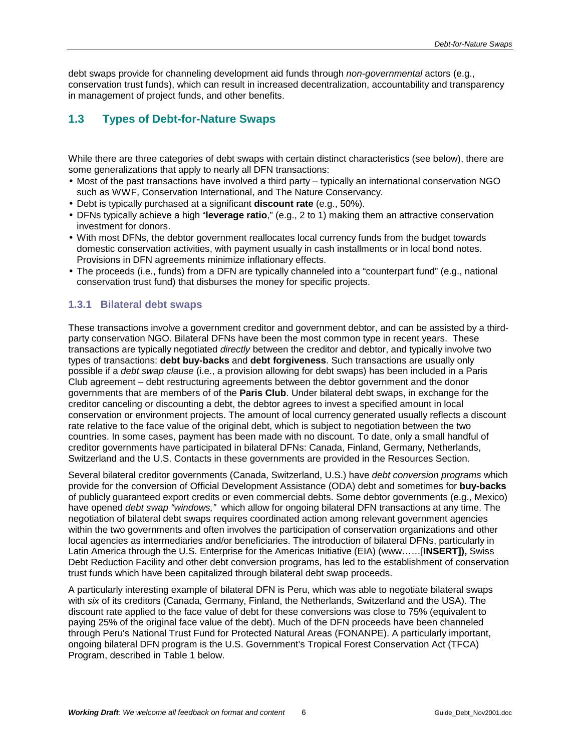debt swaps provide for channeling development aid funds through *non-governmental* actors (e.g., conservation trust funds), which can result in increased decentralization, accountability and transparency in management of project funds, and other benefits.

## 1.3 Types of Debt-for-Nature Swaps

While there are three categories of debt swaps with certain distinct characteristics (see below), there are some generalizations that apply to nearly all DFN transactions:

- Most of the past transactions have involved a third party – typically an international conservation NGO such as WWF, Conservation International, and The Nature Conservancy.
- Debt is typically purchased at a significant **discount rate** (e.g., 50%).
- DFNs typically achieve a high "**leverage ratio**," (e.g., 2 to 1) making them an attractive conservation investment for donors.
- With most DFNs, the debtor government reallocates local currency funds from the budget towards domestic conservation activities, with payment usually in cash installments or in local bond notes. Provisions in DFN agreements minimize inflationary effects.
- The proceeds (i.e., funds) from a DFN are typically channeled into a "counterpart fund" (e.g., national conservation trust fund) that disburses the money for specific projects.

### 1.3.1 Bilateral debt swaps

These transactions involve a government creditor and government debtor, and can be assisted by a third-party conservation NGO. Bilateral DFNs have been the most common type in recent years. These transactions are typically negotiated *directly* between the creditor and debtor, and typically involve two types of transactions: **debt buy-backs** and **debt forgiveness**. Such transactions are usually only possible if a *debt swap clause* (i.e., a provision allowing for debt swaps) has been included in a Paris Club agreement – debt restructuring agreements between the debtor government and the donor governments that are members of of the **Paris Club**. Under bilateral debt swaps, in exchange for the creditor canceling or discounting a debt, the debtor agrees to invest a specified amount in local conservation or environment projects. The amount of local currency generated usually reflects a discount rate relative to the face value of the original debt, which is subject to negotiation between the two countries. In some cases, payment has been made with no discount. To date, only a small handful of creditor governments have participated in bilateral DFNs: Canada, Finland, Germany, Netherlands, Switzerland and the U.S. Contacts in these governments are provided in the Resources Section.

Several bilateral creditor governments (Canada, Switzerland, U.S.) have *debt conversion programs* which provide for the conversion of Official Development Assistance (ODA) debt and sometimes for **buy-backs** of publicly guaranteed export credits or even commercial debts. Some debtor governments (e.g., Mexico) have opened *debt swap "windows,"* which allow for ongoing bilateral DFN transactions at any time. The negotiation of bilateral debt swaps requires coordinated action among relevant government agencies within the two governments and often involves the participation of conservation organizations and other local agencies as intermediaries and/or beneficiaries. The introduction of bilateral DFNs, particularly in Latin America through the U.S. Enterprise for the Americas Initiative (EIA) (www……[**INSERT]),** Swiss Debt Reduction Facility and other debt conversion programs, has led to the establishment of conservation trust funds which have been capitalized through bilateral debt swap proceeds.

A particularly interesting example of bilateral DFN is Peru, which was able to negotiate bilateral swaps with *six* of its creditors (Canada, Germany, Finland, the Netherlands, Switzerland and the USA). The discount rate applied to the face value of debt for these conversions was close to 75% (equivalent to paying 25% of the original face value of the debt). Much of the DFN proceeds have been channeled through Peru's National Trust Fund for Protected Natural Areas (FONANPE). A particularly important, ongoing bilateral DFN program is the U.S. Government's Tropical Forest Conservation Act (TFCA) Program, described in Table 1 below.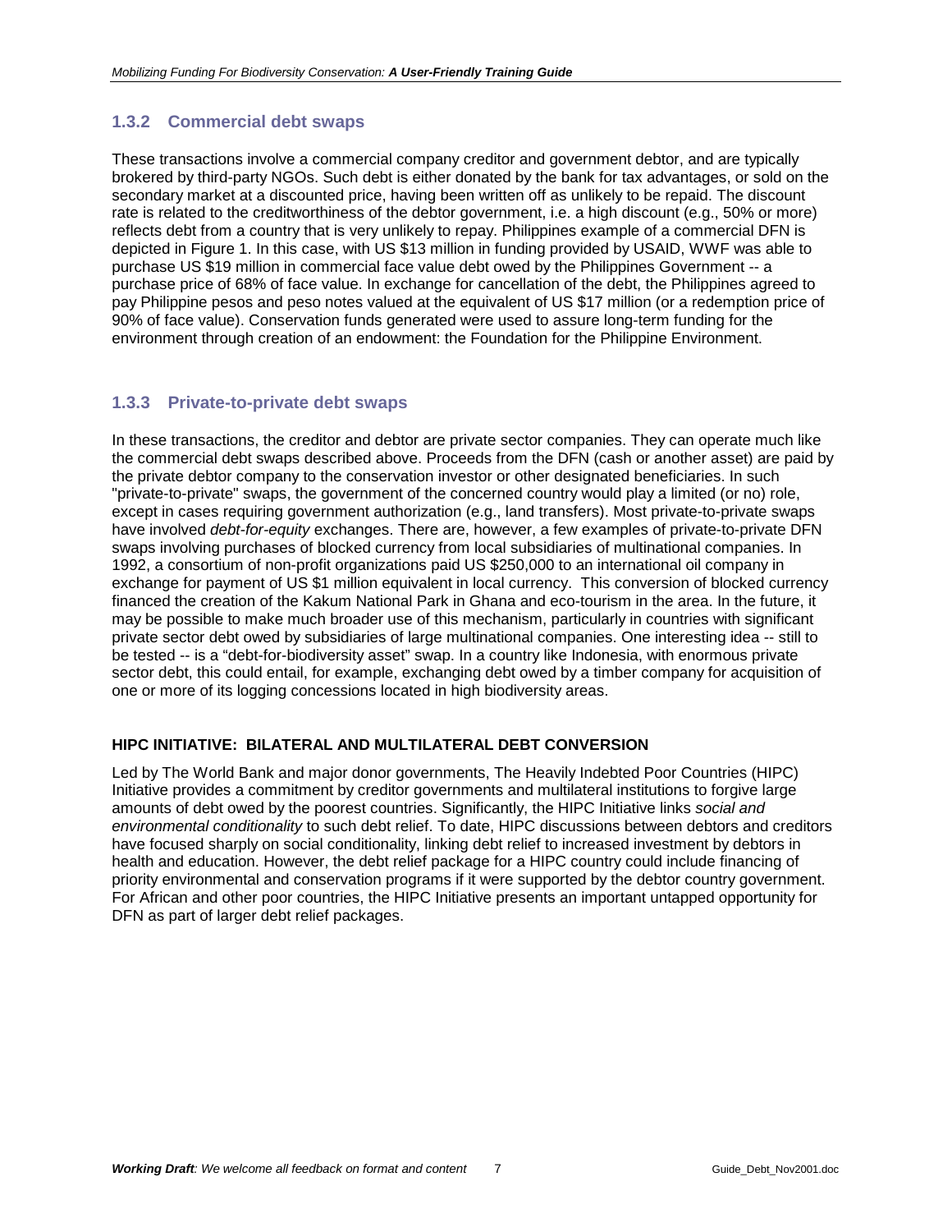### 1.3.2 Commercial debt swaps

These transactions involve a commercial company creditor and government debtor, and are typically brokered by third-party NGOs. Such debt is either donated by the bank for tax advantages, or sold on the secondary market at a discounted price, having been written off as unlikely to be repaid. The discount rate is related to the creditworthiness of the debtor government, i.e. a high discount (e.g., 50% or more) reflects debt from a country that is very unlikely to repay. Philippines example of a commercial DFN is depicted in Figure 1. In this case, with US $13 million in funding provided by USAID, WWF was able to purchase US $19 million in commercial face value debt owed by the Philippines Government -- a purchase price of 68% of face value. In exchange for cancellation of the debt, the Philippines agreed to pay Philippine pesos and peso notes valued at the equivalent of US $17 million (or a redemption price of 90% of face value). Conservation funds generated were used to assure long-term funding for the environment through creation of an endowment: the Foundation for the Philippine Environment.

### 1.3.3 Private-to-private debt swaps

In these transactions, the creditor and debtor are private sector companies. They can operate much like the commercial debt swaps described above. Proceeds from the DFN (cash or another asset) are paid by the private debtor company to the conservation investor or other designated beneficiaries. In such "private-to-private" swaps, the government of the concerned country would play a limited (or no) role, except in cases requiring government authorization (e.g., land transfers). Most private-to-private swaps have involved *debt-for-equity* exchanges. There are, however, a few examples of private-to-private DFN swaps involving purchases of blocked currency from local subsidiaries of multinational companies. In 1992, a consortium of non-profit organizations paid US $250,000 to an international oil company in exchange for payment of US $1 million equivalent in local currency. This conversion of blocked currency financed the creation of the Kakum National Park in Ghana and eco-tourism in the area. In the future, it may be possible to make much broader use of this mechanism, particularly in countries with significant private sector debt owed by subsidiaries of large multinational companies. One interesting idea -- still to be tested -- is a "debt-for-biodiversity asset" swap. In a country like Indonesia, with enormous private sector debt, this could entail, for example, exchanging debt owed by a timber company for acquisition of one or more of its logging concessions located in high biodiversity areas.

**HIPC INITIATIVE: BILATERAL AND MULTILATERAL DEBT CONVERSION**

Led by The World Bank and major donor governments, The Heavily Indebted Poor Countries (HIPC) Initiative provides a commitment by creditor governments and multilateral institutions to forgive large amounts of debt owed by the poorest countries. Significantly, the HIPC Initiative links *social and environmental conditionality* to such debt relief. To date, HIPC discussions between debtors and creditors have focused sharply on social conditionality, linking debt relief to increased investment by debtors in health and education. However, the debt relief package for a HIPC country could include financing of priority environmental and conservation programs if it were supported by the debtor country government. For African and other poor countries, the HIPC Initiative presents an important untapped opportunity for DFN as part of larger debt relief packages.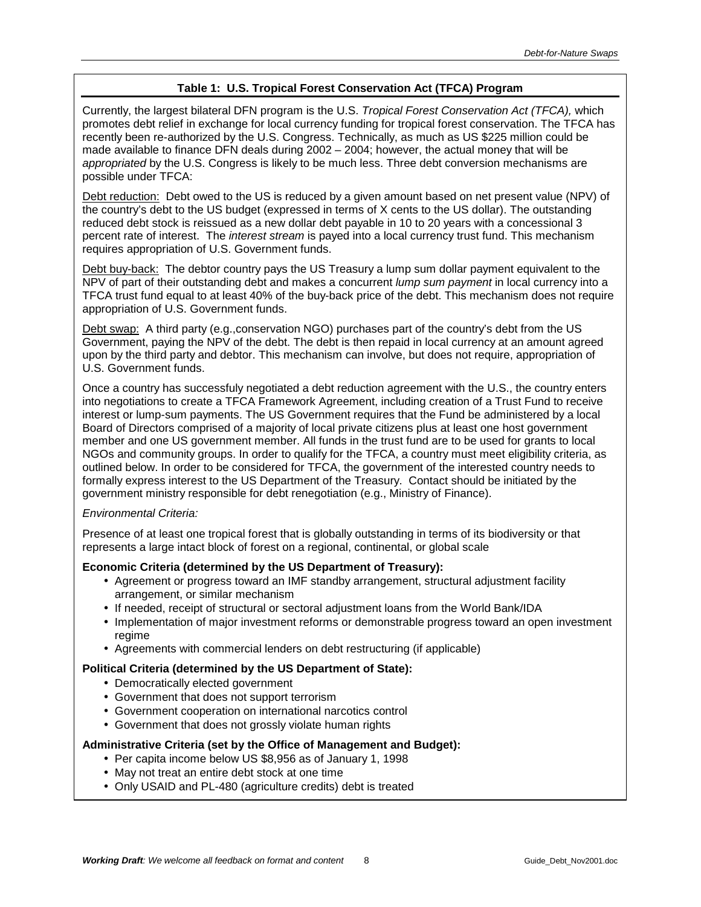### Table 1: U.S. Tropical Forest Conservation Act (TFCA) Program

Currently, the largest bilateral DFN program is the U.S. *Tropical Forest Conservation Act (TFCA),* which promotes debt relief in exchange for local currency funding for tropical forest conservation. The TFCA has recently been re-authorized by the U.S. Congress. Technically, as much as US $225 million could be made available to finance DFN deals during 2002 – 2004; however, the actual money that will be *appropriated* by the U.S. Congress is likely to be much less. Three debt conversion mechanisms are possible under TFCA:

Debt reduction: Debt owed to the US is reduced by a given amount based on net present value (NPV) of the country's debt to the US budget (expressed in terms of X cents to the US dollar). The outstanding reduced debt stock is reissued as a new dollar debt payable in 10 to 20 years with a concessional 3 percent rate of interest. The *interest stream* is payed into a local currency trust fund. This mechanism requires appropriation of U.S. Government funds.

Debt buy-back: The debtor country pays the US Treasury a lump sum dollar payment equivalent to the NPV of part of their outstanding debt and makes a concurrent *lump sum payment* in local currency into a TFCA trust fund equal to at least 40% of the buy-back price of the debt. This mechanism does not require appropriation of U.S. Government funds.

Debt swap: A third party (e.g.,conservation NGO) purchases part of the country's debt from the US Government, paying the NPV of the debt. The debt is then repaid in local currency at an amount agreed upon by the third party and debtor. This mechanism can involve, but does not require, appropriation of U.S. Government funds.

Once a country has successfuly negotiated a debt reduction agreement with the U.S., the country enters into negotiations to create a TFCA Framework Agreement, including creation of a Trust Fund to receive interest or lump-sum payments. The US Government requires that the Fund be administered by a local Board of Directors comprised of a majority of local private citizens plus at least one host government member and one US government member. All funds in the trust fund are to be used for grants to local NGOs and community groups. In order to qualify for the TFCA, a country must meet eligibility criteria, as outlined below. In order to be considered for TFCA, the government of the interested country needs to formally express interest to the US Department of the Treasury. Contact should be initiated by the government ministry responsible for debt renegotiation (e.g., Ministry of Finance).

*Environmental Criteria:*

Presence of at least one tropical forest that is globally outstanding in terms of its biodiversity or that represents a large intact block of forest on a regional, continental, or global scale

**Economic Criteria (determined by the US Department of Treasury):**

- Agreement or progress toward an IMF standby arrangement, structural adjustment facility arrangement, or similar mechanism
- If needed, receipt of structural or sectoral adjustment loans from the World Bank/IDA
- Implementation of major investment reforms or demonstrable progress toward an open investment regime
- Agreements with commercial lenders on debt restructuring (if applicable)

**Political Criteria (determined by the US Department of State):**

- Democratically elected government
- Government that does not support terrorism
- Government cooperation on international narcotics control
- Government that does not grossly violate human rights

**Administrative Criteria (set by the Office of Management and Budget):**

- Per capita income below US $8,956 as of January 1, 1998
- May not treat an entire debt stock at one time
- Only USAID and PL-480 (agriculture credits) debt is treated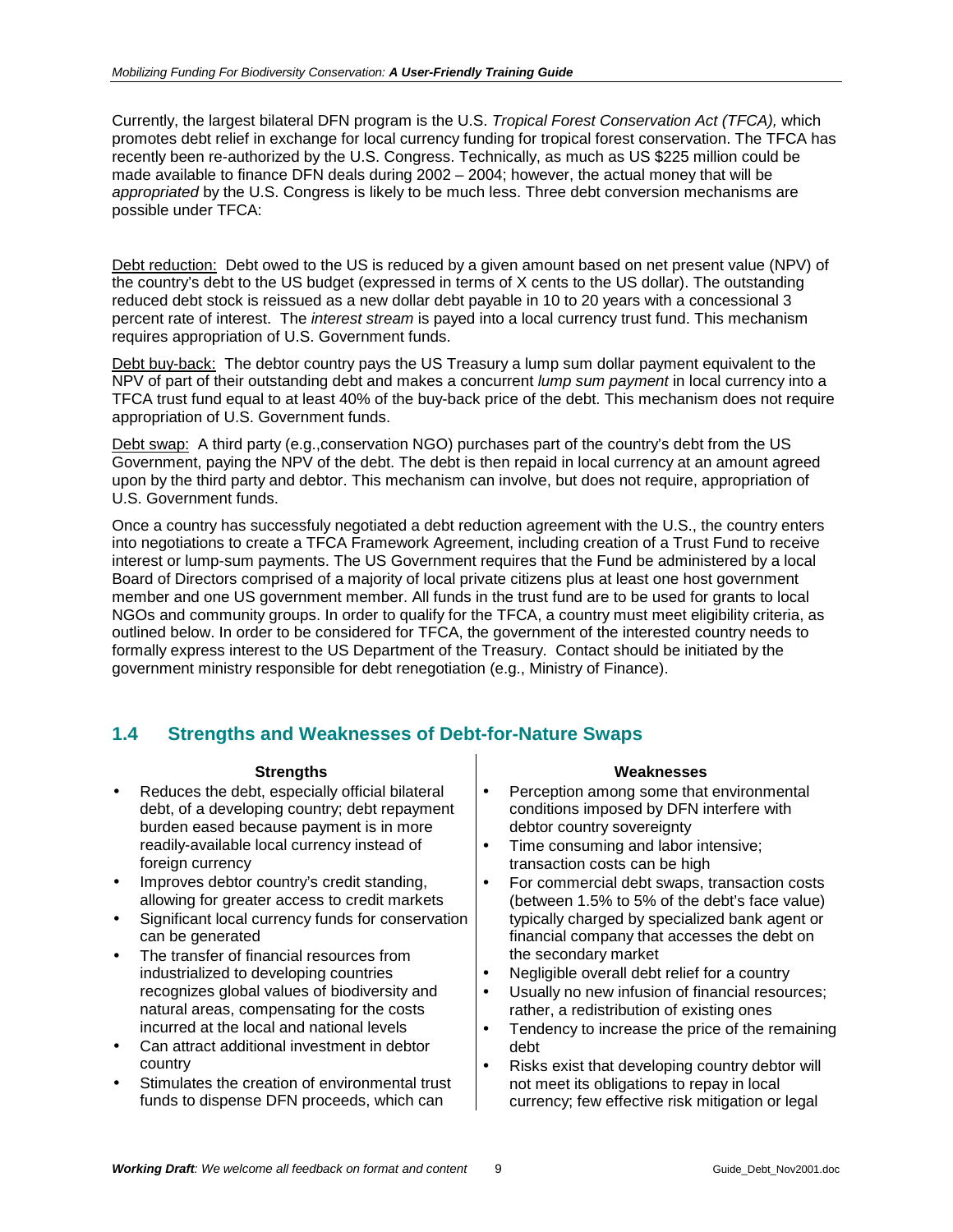Currently, the largest bilateral DFN program is the U.S. *Tropical Forest Conservation Act (TFCA),* which promotes debt relief in exchange for local currency funding for tropical forest conservation. The TFCA has recently been re-authorized by the U.S. Congress. Technically, as much as US $225 million could be made available to finance DFN deals during 2002 – 2004; however, the actual money that will be *appropriated* by the U.S. Congress is likely to be much less. Three debt conversion mechanisms are possible under TFCA:

<u>Debt reduction:</u> Debt owed to the US is reduced by a given amount based on net present value (NPV) of the country's debt to the US budget (expressed in terms of X cents to the US dollar). The outstanding reduced debt stock is reissued as a new dollar debt payable in 10 to 20 years with a concessional 3 percent rate of interest. The *interest stream* is payed into a local currency trust fund. This mechanism requires appropriation of U.S. Government funds.

<u>Debt buy-back:</u> The debtor country pays the US Treasury a lump sum dollar payment equivalent to the NPV of part of their outstanding debt and makes a concurrent *lump sum payment* in local currency into a TFCA trust fund equal to at least 40% of the buy-back price of the debt. This mechanism does not require appropriation of U.S. Government funds.

<u>Debt swap:</u> A third party (e.g.,conservation NGO) purchases part of the country's debt from the US Government, paying the NPV of the debt. The debt is then repaid in local currency at an amount agreed upon by the third party and debtor. This mechanism can involve, but does not require, appropriation of U.S. Government funds.

Once a country has successfuly negotiated a debt reduction agreement with the U.S., the country enters into negotiations to create a TFCA Framework Agreement, including creation of a Trust Fund to receive interest or lump-sum payments. The US Government requires that the Fund be administered by a local Board of Directors comprised of a majority of local private citizens plus at least one host government member and one US government member. All funds in the trust fund are to be used for grants to local NGOs and community groups. In order to qualify for the TFCA, a country must meet eligibility criteria, as outlined below. In order to be considered for TFCA, the government of the interested country needs to formally express interest to the US Department of the Treasury. Contact should be initiated by the government ministry responsible for debt renegotiation (e.g., Ministry of Finance).

## 1.4 Strengths and Weaknesses of Debt-for-Nature Swaps

**Strengths**

- Reduces the debt, especially official bilateral debt, of a developing country; debt repayment burden eased because payment is in more readily-available local currency instead of foreign currency
- Improves debtor country's credit standing, allowing for greater access to credit markets
- Significant local currency funds for conservation can be generated
- The transfer of financial resources from industrialized to developing countries recognizes global values of biodiversity and natural areas, compensating for the costs incurred at the local and national levels
- Can attract additional investment in debtor country
- Stimulates the creation of environmental trust funds to dispense DFN proceeds, which can

**Weaknesses**

- Perception among some that environmental conditions imposed by DFN interfere with debtor country sovereignty
- Time consuming and labor intensive; transaction costs can be high
- For commercial debt swaps, transaction costs (between 1.5% to 5% of the debt's face value) typically charged by specialized bank agent or financial company that accesses the debt on the secondary market
- Negligible overall debt relief for a country
- Usually no new infusion of financial resources; rather, a redistribution of existing ones
- Tendency to increase the price of the remaining debt
- Risks exist that developing country debtor will not meet its obligations to repay in local currency; few effective risk mitigation or legal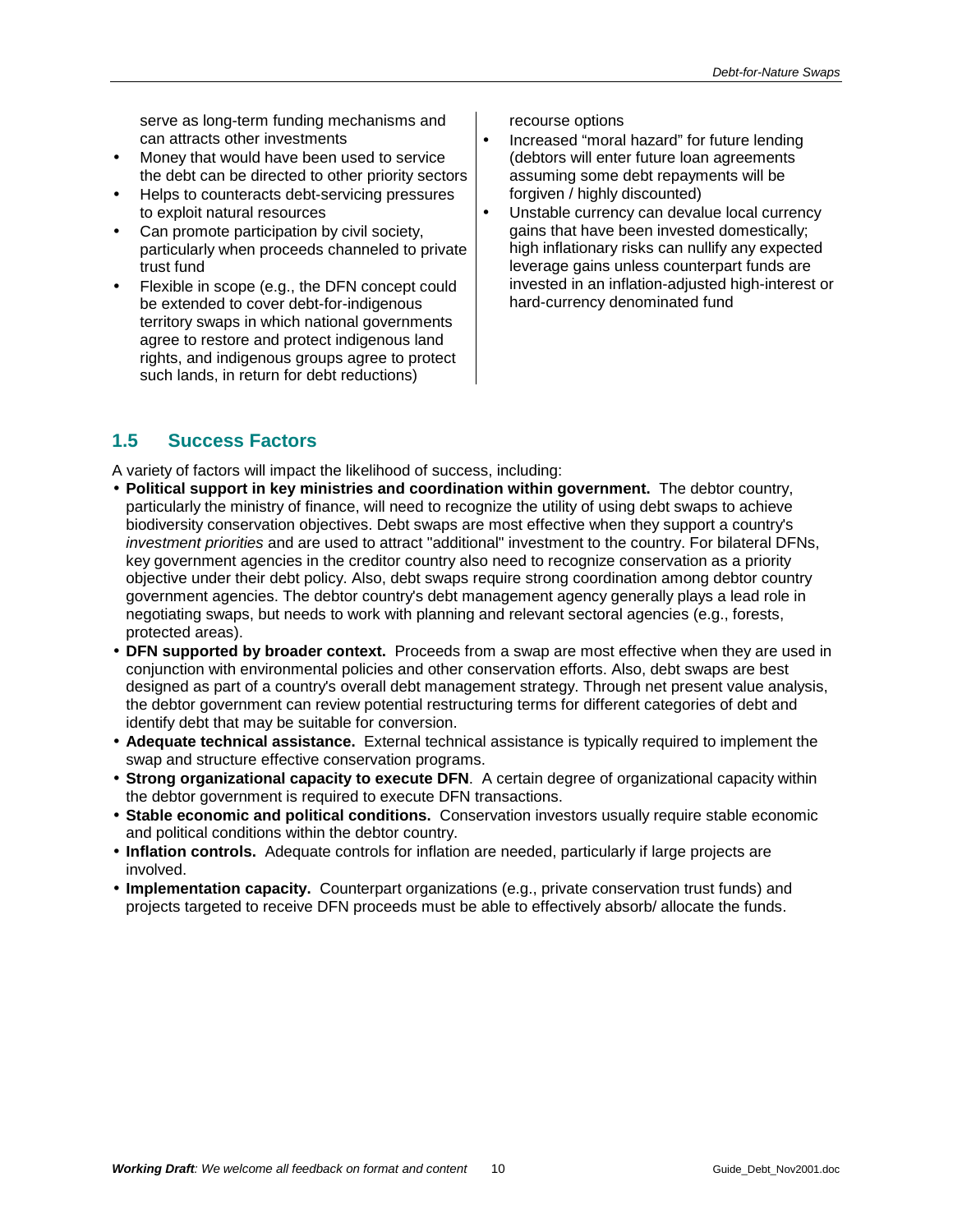serve as long-term funding mechanisms and can attracts other investments

- Money that would have been used to service the debt can be directed to other priority sectors
- Helps to counteracts debt-servicing pressures to exploit natural resources
- Can promote participation by civil society, particularly when proceeds channeled to private trust fund
- Flexible in scope (e.g., the DFN concept could be extended to cover debt-for-indigenous territory swaps in which national governments agree to restore and protect indigenous land rights, and indigenous groups agree to protect such lands, in return for debt reductions)

recourse options

- Increased "moral hazard" for future lending (debtors will enter future loan agreements assuming some debt repayments will be forgiven / highly discounted)
- Unstable currency can devalue local currency gains that have been invested domestically; high inflationary risks can nullify any expected leverage gains unless counterpart funds are invested in an inflation-adjusted high-interest or hard-currency denominated fund

## 1.5 Success Factors

A variety of factors will impact the likelihood of success, including:

- **Political support in key ministries and coordination within government.** The debtor country, particularly the ministry of finance, will need to recognize the utility of using debt swaps to achieve biodiversity conservation objectives. Debt swaps are most effective when they support a country's *investment priorities* and are used to attract "additional" investment to the country. For bilateral DFNs, key government agencies in the creditor country also need to recognize conservation as a priority objective under their debt policy. Also, debt swaps require strong coordination among debtor country government agencies. The debtor country's debt management agency generally plays a lead role in negotiating swaps, but needs to work with planning and relevant sectoral agencies (e.g., forests, protected areas).
- **DFN supported by broader context.** Proceeds from a swap are most effective when they are used in conjunction with environmental policies and other conservation efforts. Also, debt swaps are best designed as part of a country's overall debt management strategy. Through net present value analysis, the debtor government can review potential restructuring terms for different categories of debt and identify debt that may be suitable for conversion.
- **Adequate technical assistance.** External technical assistance is typically required to implement the swap and structure effective conservation programs.
- **Strong organizational capacity to execute DFN**. A certain degree of organizational capacity within the debtor government is required to execute DFN transactions.
- **Stable economic and political conditions.** Conservation investors usually require stable economic and political conditions within the debtor country.
- **Inflation controls.** Adequate controls for inflation are needed, particularly if large projects are involved.
- **Implementation capacity.** Counterpart organizations (e.g., private conservation trust funds) and projects targeted to receive DFN proceeds must be able to effectively absorb/ allocate the funds.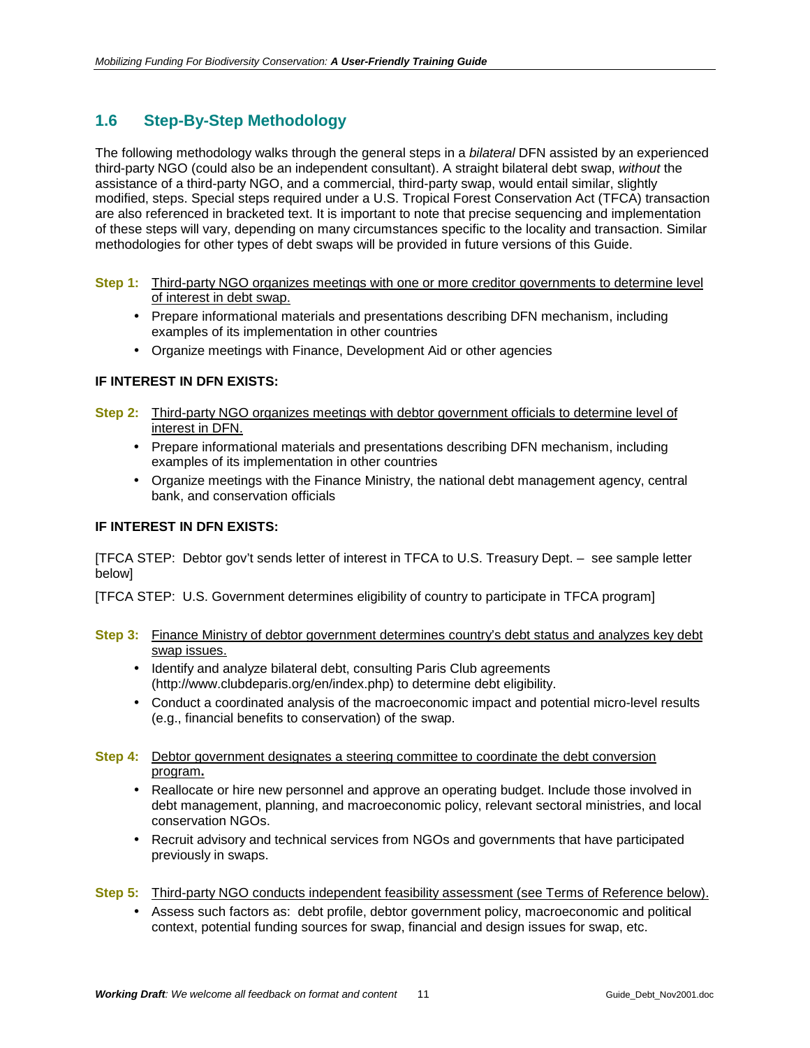## 1.6 Step-By-Step Methodology

The following methodology walks through the general steps in a *bilateral* DFN assisted by an experienced third-party NGO (could also be an independent consultant). A straight bilateral debt swap, *without* the assistance of a third-party NGO, and a commercial, third-party swap, would entail similar, slightly modified, steps. Special steps required under a U.S. Tropical Forest Conservation Act (TFCA) transaction are also referenced in bracketed text. It is important to note that precise sequencing and implementation of these steps will vary, depending on many circumstances specific to the locality and transaction. Similar methodologies for other types of debt swaps will be provided in future versions of this Guide.

**Step 1:** Third-party NGO organizes meetings with one or more creditor governments to determine level of interest in debt swap.

- Prepare informational materials and presentations describing DFN mechanism, including examples of its implementation in other countries
- Organize meetings with Finance, Development Aid or other agencies

**IF INTEREST IN DFN EXISTS:**

**Step 2:** Third-party NGO organizes meetings with debtor government officials to determine level of interest in DFN.

- Prepare informational materials and presentations describing DFN mechanism, including examples of its implementation in other countries
- Organize meetings with the Finance Ministry, the national debt management agency, central bank, and conservation officials

**IF INTEREST IN DFN EXISTS:**

[TFCA STEP: Debtor gov't sends letter of interest in TFCA to U.S. Treasury Dept. – see sample letter below]

[TFCA STEP: U.S. Government determines eligibility of country to participate in TFCA program]

**Step 3:** Finance Ministry of debtor government determines country's debt status and analyzes key debt swap issues.

- Identify and analyze bilateral debt, consulting Paris Club agreements (http://www.clubdeparis.org/en/index.php) to determine debt eligibility.
- Conduct a coordinated analysis of the macroeconomic impact and potential micro-level results (e.g., financial benefits to conservation) of the swap.

**Step 4:** Debtor government designates a steering committee to coordinate the debt conversion program**.**

- Reallocate or hire new personnel and approve an operating budget. Include those involved in debt management, planning, and macroeconomic policy, relevant sectoral ministries, and local conservation NGOs.
- Recruit advisory and technical services from NGOs and governments that have participated previously in swaps.

**Step 5:** Third-party NGO conducts independent feasibility assessment (see Terms of Reference below).

- Assess such factors as: debt profile, debtor government policy, macroeconomic and political context, potential funding sources for swap, financial and design issues for swap, etc.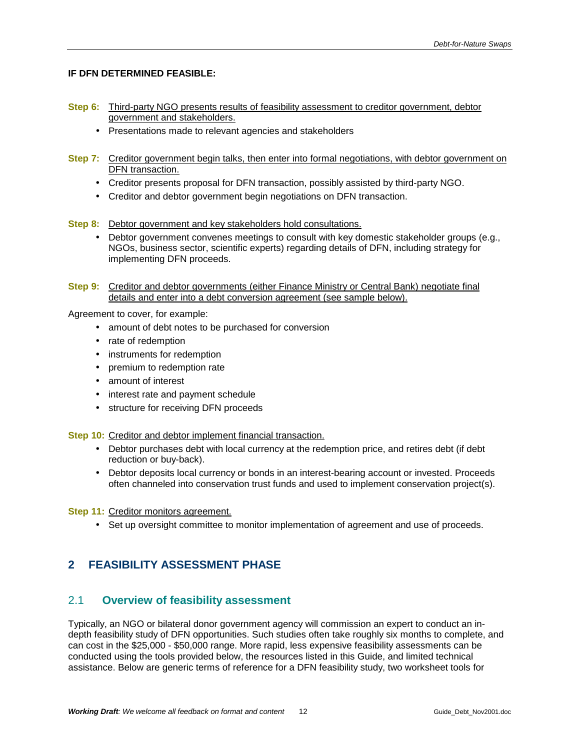**IF DFN DETERMINED FEASIBLE:**

**Step 6:** Third-party NGO presents results of feasibility assessment to creditor government, debtor government and stakeholders.

- Presentations made to relevant agencies and stakeholders

**Step 7:** Creditor government begin talks, then enter into formal negotiations, with debtor government on DFN transaction.

- Creditor presents proposal for DFN transaction, possibly assisted by third-party NGO.
- Creditor and debtor government begin negotiations on DFN transaction.

**Step 8:** Debtor government and key stakeholders hold consultations.

- Debtor government convenes meetings to consult with key domestic stakeholder groups (e.g., NGOs, business sector, scientific experts) regarding details of DFN, including strategy for implementing DFN proceeds.

**Step 9:** Creditor and debtor governments (either Finance Ministry or Central Bank) negotiate final details and enter into a debt conversion agreement (see sample below).

Agreement to cover, for example:

- amount of debt notes to be purchased for conversion
- rate of redemption
- instruments for redemption
- premium to redemption rate
- amount of interest
- interest rate and payment schedule
- structure for receiving DFN proceeds

**Step 10:** Creditor and debtor implement financial transaction.

- Debtor purchases debt with local currency at the redemption price, and retires debt (if debt reduction or buy-back).
- Debtor deposits local currency or bonds in an interest-bearing account or invested. Proceeds often channeled into conservation trust funds and used to implement conservation project(s).

**Step 11:** Creditor monitors agreement.

- Set up oversight committee to monitor implementation of agreement and use of proceeds.

# 2 FEASIBILITY ASSESSMENT PHASE

## 2.1 Overview of feasibility assessment

Typically, an NGO or bilateral donor government agency will commission an expert to conduct an in-depth feasibility study of DFN opportunities. Such studies often take roughly six months to complete, and can cost in the $25,000 - $50,000 range. More rapid, less expensive feasibility assessments can be conducted using the tools provided below, the resources listed in this Guide, and limited technical assistance. Below are generic terms of reference for a DFN feasibility study, two worksheet tools for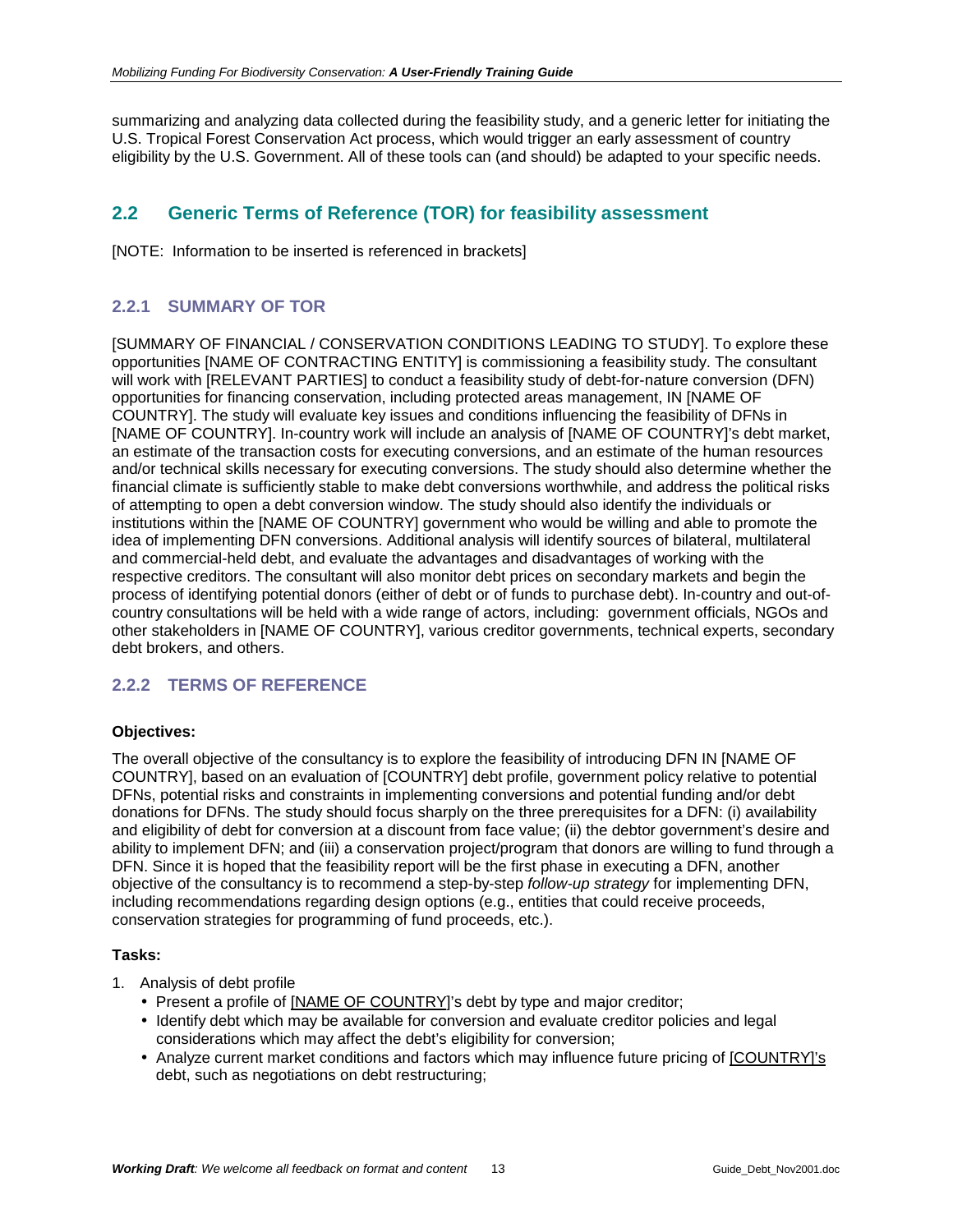summarizing and analyzing data collected during the feasibility study, and a generic letter for initiating the U.S. Tropical Forest Conservation Act process, which would trigger an early assessment of country eligibility by the U.S. Government. All of these tools can (and should) be adapted to your specific needs.

## 2.2 Generic Terms of Reference (TOR) for feasibility assessment

[NOTE: Information to be inserted is referenced in brackets]

### 2.2.1 SUMMARY OF TOR

[SUMMARY OF FINANCIAL / CONSERVATION CONDITIONS LEADING TO STUDY]. To explore these opportunities [NAME OF CONTRACTING ENTITY] is commissioning a feasibility study. The consultant will work with [RELEVANT PARTIES] to conduct a feasibility study of debt-for-nature conversion (DFN) opportunities for financing conservation, including protected areas management, IN [NAME OF COUNTRY]. The study will evaluate key issues and conditions influencing the feasibility of DFNs in [NAME OF COUNTRY]. In-country work will include an analysis of [NAME OF COUNTRY]'s debt market, an estimate of the transaction costs for executing conversions, and an estimate of the human resources and/or technical skills necessary for executing conversions. The study should also determine whether the financial climate is sufficiently stable to make debt conversions worthwhile, and address the political risks of attempting to open a debt conversion window. The study should also identify the individuals or institutions within the [NAME OF COUNTRY] government who would be willing and able to promote the idea of implementing DFN conversions. Additional analysis will identify sources of bilateral, multilateral and commercial-held debt, and evaluate the advantages and disadvantages of working with the respective creditors. The consultant will also monitor debt prices on secondary markets and begin the process of identifying potential donors (either of debt or of funds to purchase debt). In-country and out-of-country consultations will be held with a wide range of actors, including: government officials, NGOs and other stakeholders in [NAME OF COUNTRY], various creditor governments, technical experts, secondary debt brokers, and others.

### 2.2.2 TERMS OF REFERENCE

**Objectives:**

The overall objective of the consultancy is to explore the feasibility of introducing DFN IN [NAME OF COUNTRY], based on an evaluation of [COUNTRY] debt profile, government policy relative to potential DFNs, potential risks and constraints in implementing conversions and potential funding and/or debt donations for DFNs. The study should focus sharply on the three prerequisites for a DFN: (i) availability and eligibility of debt for conversion at a discount from face value; (ii) the debtor government's desire and ability to implement DFN; and (iii) a conservation project/program that donors are willing to fund through a DFN. Since it is hoped that the feasibility report will be the first phase in executing a DFN, another objective of the consultancy is to recommend a step-by-step *follow-up strategy* for implementing DFN, including recommendations regarding design options (e.g., entities that could receive proceeds, conservation strategies for programming of fund proceeds, etc.).

**Tasks:**

1. Analysis of debt profile
   - Present a profile of [NAME OF COUNTRY]'s debt by type and major creditor;
   - Identify debt which may be available for conversion and evaluate creditor policies and legal considerations which may affect the debt's eligibility for conversion;
   - Analyze current market conditions and factors which may influence future pricing of [COUNTRY]'s debt, such as negotiations on debt restructuring;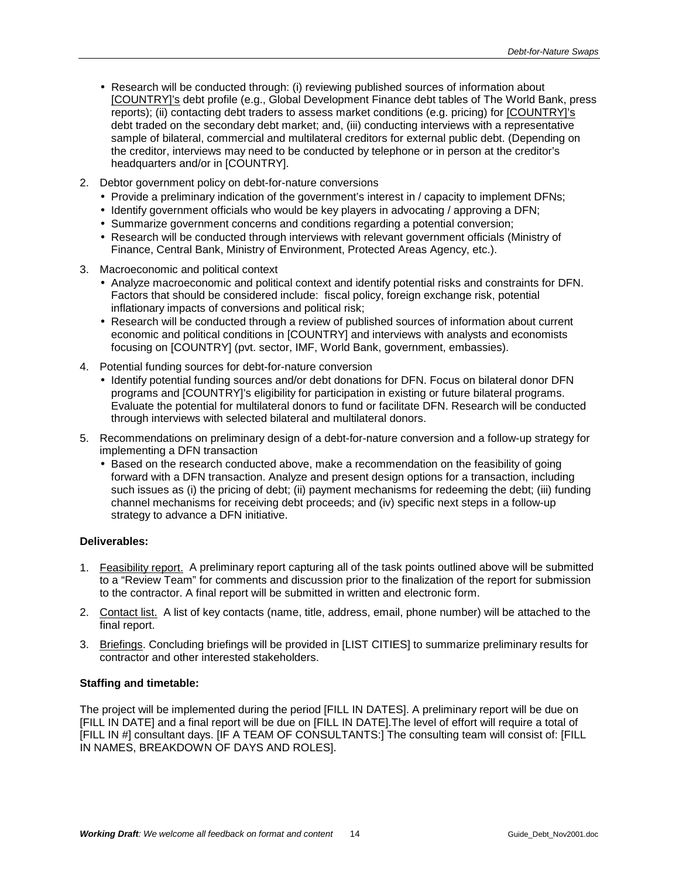- Research will be conducted through: (i) reviewing published sources of information about [COUNTRY]'s debt profile (e.g., Global Development Finance debt tables of The World Bank, press reports); (ii) contacting debt traders to assess market conditions (e.g. pricing) for [COUNTRY]'s debt traded on the secondary debt market; and, (iii) conducting interviews with a representative sample of bilateral, commercial and multilateral creditors for external public debt. (Depending on the creditor, interviews may need to be conducted by telephone or in person at the creditor's headquarters and/or in [COUNTRY].

2. Debtor government policy on debt-for-nature conversions
   - Provide a preliminary indication of the government's interest in / capacity to implement DFNs;
   - Identify government officials who would be key players in advocating / approving a DFN;
   - Summarize government concerns and conditions regarding a potential conversion;
   - Research will be conducted through interviews with relevant government officials (Ministry of Finance, Central Bank, Ministry of Environment, Protected Areas Agency, etc.).

3. Macroeconomic and political context
   - Analyze macroeconomic and political context and identify potential risks and constraints for DFN. Factors that should be considered include: fiscal policy, foreign exchange risk, potential inflationary impacts of conversions and political risk;
   - Research will be conducted through a review of published sources of information about current economic and political conditions in [COUNTRY] and interviews with analysts and economists focusing on [COUNTRY] (pvt. sector, IMF, World Bank, government, embassies).

4. Potential funding sources for debt-for-nature conversion
   - Identify potential funding sources and/or debt donations for DFN. Focus on bilateral donor DFN programs and [COUNTRY]'s eligibility for participation in existing or future bilateral programs. Evaluate the potential for multilateral donors to fund or facilitate DFN. Research will be conducted through interviews with selected bilateral and multilateral donors.

5. Recommendations on preliminary design of a debt-for-nature conversion and a follow-up strategy for implementing a DFN transaction
   - Based on the research conducted above, make a recommendation on the feasibility of going forward with a DFN transaction. Analyze and present design options for a transaction, including such issues as (i) the pricing of debt; (ii) payment mechanisms for redeeming the debt; (iii) funding channel mechanisms for receiving debt proceeds; and (iv) specific next steps in a follow-up strategy to advance a DFN initiative.

**Deliverables:**

1. Feasibility report. A preliminary report capturing all of the task points outlined above will be submitted to a "Review Team" for comments and discussion prior to the finalization of the report for submission to the contractor. A final report will be submitted in written and electronic form.
2. Contact list. A list of key contacts (name, title, address, email, phone number) will be attached to the final report.
3. Briefings. Concluding briefings will be provided in [LIST CITIES] to summarize preliminary results for contractor and other interested stakeholders.

**Staffing and timetable:**

The project will be implemented during the period [FILL IN DATES]. A preliminary report will be due on [FILL IN DATE] and a final report will be due on [FILL IN DATE].The level of effort will require a total of [FILL IN #] consultant days. [IF A TEAM OF CONSULTANTS:] The consulting team will consist of: [FILL IN NAMES, BREAKDOWN OF DAYS AND ROLES].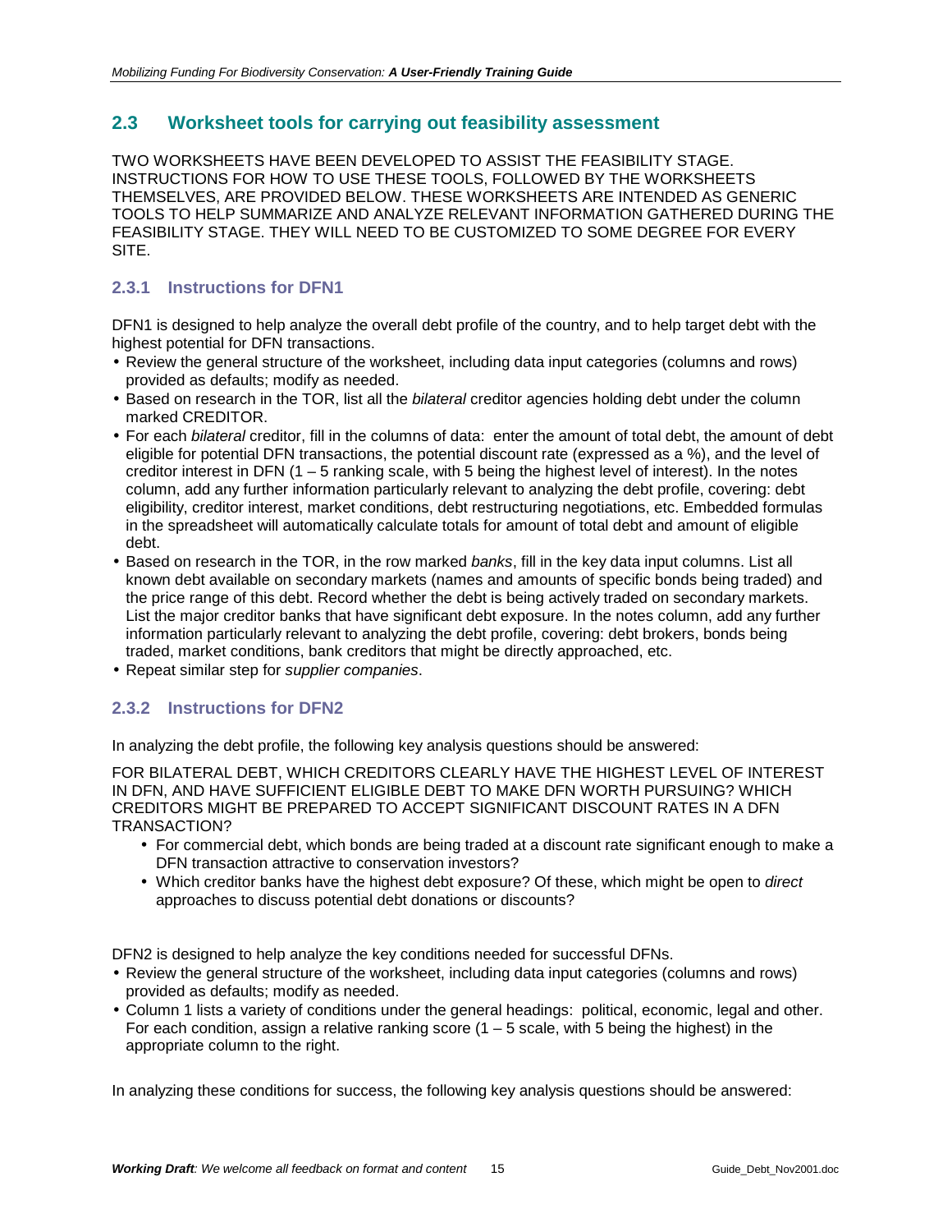## 2.3 Worksheet tools for carrying out feasibility assessment

TWO WORKSHEETS HAVE BEEN DEVELOPED TO ASSIST THE FEASIBILITY STAGE. INSTRUCTIONS FOR HOW TO USE THESE TOOLS, FOLLOWED BY THE WORKSHEETS THEMSELVES, ARE PROVIDED BELOW. THESE WORKSHEETS ARE INTENDED AS GENERIC TOOLS TO HELP SUMMARIZE AND ANALYZE RELEVANT INFORMATION GATHERED DURING THE FEASIBILITY STAGE. THEY WILL NEED TO BE CUSTOMIZED TO SOME DEGREE FOR EVERY SITE.

### 2.3.1 Instructions for DFN1

DFN1 is designed to help analyze the overall debt profile of the country, and to help target debt with the highest potential for DFN transactions.

- Review the general structure of the worksheet, including data input categories (columns and rows) provided as defaults; modify as needed.
- Based on research in the TOR, list all the *bilateral* creditor agencies holding debt under the column marked CREDITOR.
- For each *bilateral* creditor, fill in the columns of data: enter the amount of total debt, the amount of debt eligible for potential DFN transactions, the potential discount rate (expressed as a %), and the level of creditor interest in DFN (1 – 5 ranking scale, with 5 being the highest level of interest). In the notes column, add any further information particularly relevant to analyzing the debt profile, covering: debt eligibility, creditor interest, market conditions, debt restructuring negotiations, etc. Embedded formulas in the spreadsheet will automatically calculate totals for amount of total debt and amount of eligible debt.
- Based on research in the TOR, in the row marked *banks*, fill in the key data input columns. List all known debt available on secondary markets (names and amounts of specific bonds being traded) and the price range of this debt. Record whether the debt is being actively traded on secondary markets. List the major creditor banks that have significant debt exposure. In the notes column, add any further information particularly relevant to analyzing the debt profile, covering: debt brokers, bonds being traded, market conditions, bank creditors that might be directly approached, etc.
- Repeat similar step for *supplier companies*.

### 2.3.2 Instructions for DFN2

In analyzing the debt profile, the following key analysis questions should be answered:

FOR BILATERAL DEBT, WHICH CREDITORS CLEARLY HAVE THE HIGHEST LEVEL OF INTEREST IN DFN, AND HAVE SUFFICIENT ELIGIBLE DEBT TO MAKE DFN WORTH PURSUING? WHICH CREDITORS MIGHT BE PREPARED TO ACCEPT SIGNIFICANT DISCOUNT RATES IN A DFN TRANSACTION?

- For commercial debt, which bonds are being traded at a discount rate significant enough to make a DFN transaction attractive to conservation investors?
- Which creditor banks have the highest debt exposure? Of these, which might be open to *direct* approaches to discuss potential debt donations or discounts?

DFN2 is designed to help analyze the key conditions needed for successful DFNs.

- Review the general structure of the worksheet, including data input categories (columns and rows) provided as defaults; modify as needed.
- Column 1 lists a variety of conditions under the general headings: political, economic, legal and other. For each condition, assign a relative ranking score (1 – 5 scale, with 5 being the highest) in the appropriate column to the right.

In analyzing these conditions for success, the following key analysis questions should be answered: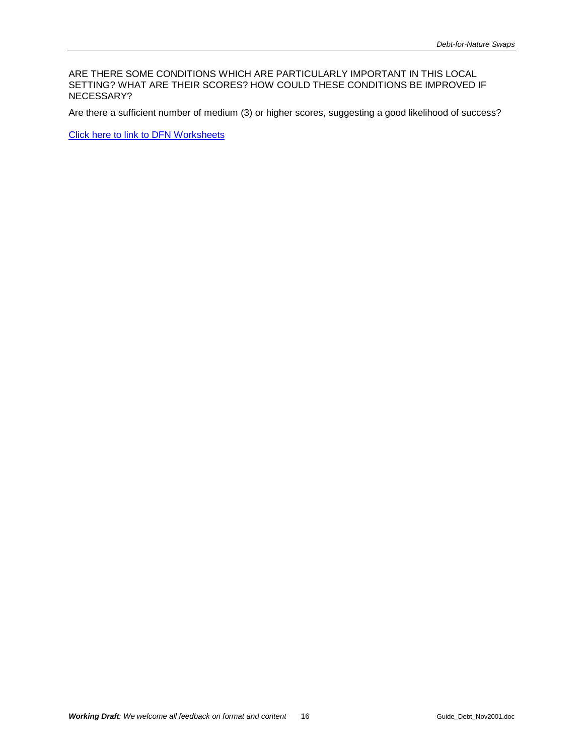ARE THERE SOME CONDITIONS WHICH ARE PARTICULARLY IMPORTANT IN THIS LOCAL SETTING? WHAT ARE THEIR SCORES? HOW COULD THESE CONDITIONS BE IMPROVED IF NECESSARY?

Are there a sufficient number of medium (3) or higher scores, suggesting a good likelihood of success?

Click here to link to DFN Worksheets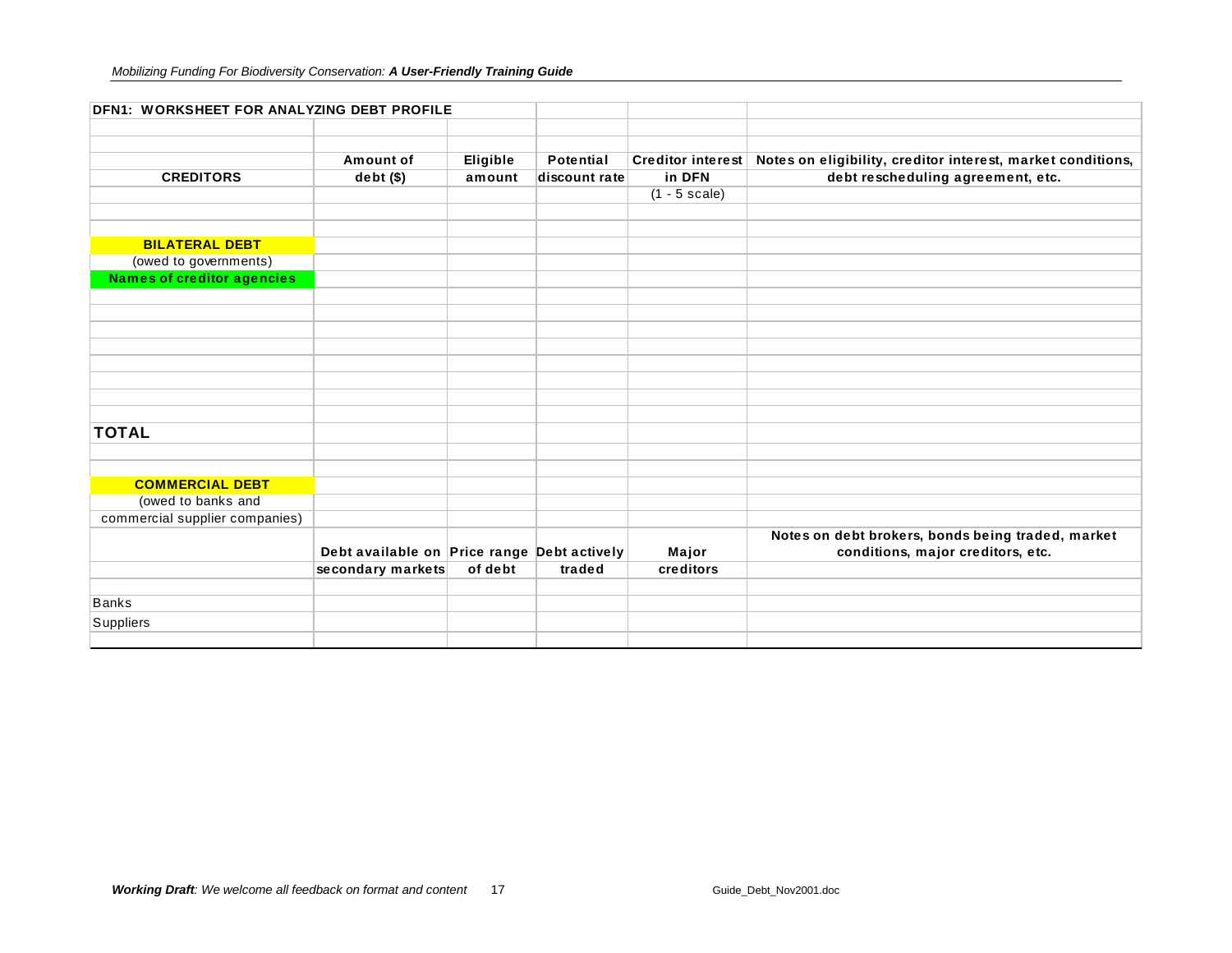## DFN1: WORKSHEET FOR ANALYZING DEBT PROFILE

| CREDITORS | Amount of debt ($) | Eligible amount | Potential discount rate | Creditor interest in DFN (1 - 5 scale) | Notes on eligibility, creditor interest, market conditions, debt rescheduling agreement, etc. |
|---|---|---|---|---|---|
| | | | | | |
| **BILATERAL DEBT** | | | | | |
| (owed to governments) | | | | | |
| **Names of creditor agencies** | | | | | |
| | | | | | |
| | | | | | |
| | | | | | |
| | | | | | |
| | | | | | |
| | | | | | |
| | | | | | |
| | | | | | |
| **TOTAL** | | | | | |
| | | | | | |
| | | | | | |
| **COMMERCIAL DEBT** | | | | | |
| (owed to banks and commercial supplier companies) | | | | | |
| | **Debt available on secondary markets** | **Price range of debt** | **Debt actively traded** | **Major creditors** | **Notes on debt brokers, bonds being traded, market conditions, major creditors, etc.** |
| | | | | | |
| Banks | | | | | |
| Suppliers | | | | | |
| | | | | | |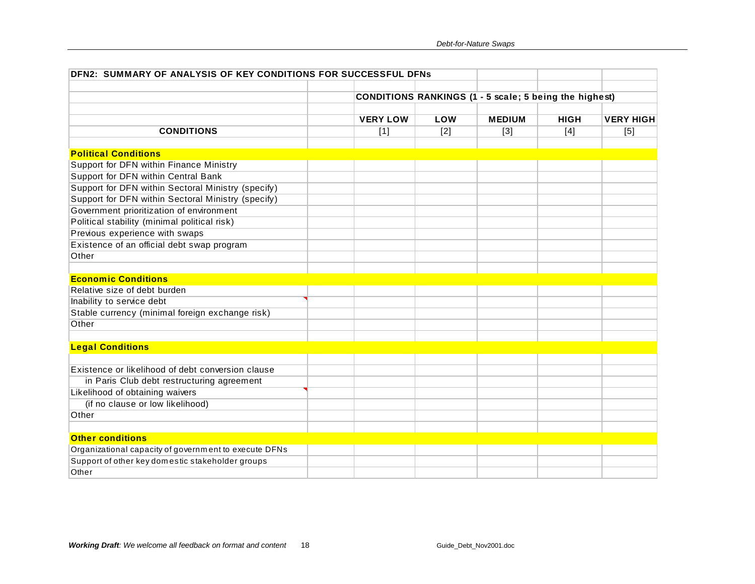| DFN2: SUMMARY OF ANALYSIS OF KEY CONDITIONS FOR SUCCESSFUL DFNs | | | | | | |
|---|---|---|---|---|---|---|
| | | CONDITIONS RANKINGS (1 - 5 scale; 5 being the highest) | | | | |
| | | **VERY LOW** | **LOW** | **MEDIUM** | **HIGH** | **VERY HIGH** |
| **CONDITIONS** | | [1] | [2] | [3] | [4] | [5] |
| **Political Conditions** | | | | | | |
| Support for DFN within Finance Ministry | | | | | | |
| Support for DFN within Central Bank | | | | | | |
| Support for DFN within Sectoral Ministry (specify) | | | | | | |
| Support for DFN within Sectoral Ministry (specify) | | | | | | |
| Government prioritization of environment | | | | | | |
| Political stability (minimal political risk) | | | | | | |
| Previous experience with swaps | | | | | | |
| Existence of an official debt swap program | | | | | | |
| Other | | | | | | |
| **Economic Conditions** | | | | | | |
| Relative size of debt burden | | | | | | |
| Inability to service debt | | | | | | |
| Stable currency (minimal foreign exchange risk) | | | | | | |
| Other | | | | | | |
| **Legal Conditions** | | | | | | |
| Existence or likelihood of debt conversion clause in Paris Club debt restructuring agreement | | | | | | |
| Likelihood of obtaining waivers (if no clause or low likelihood) | | | | | | |
| Other | | | | | | |
| **Other conditions** | | | | | | |
| Organizational capacity of government to execute DFNs | | | | | | |
| Support of other key domestic stakeholder groups | | | | | | |
| Other | | | | | | |

***Working Draft**: We welcome all feedback on format and content*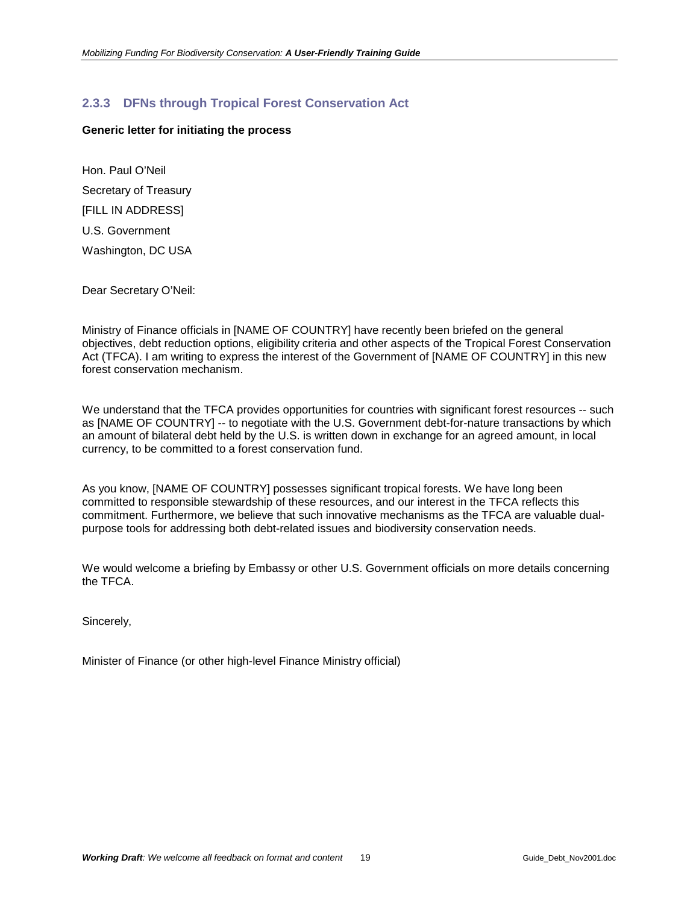### 2.3.3 DFNs through Tropical Forest Conservation Act

**Generic letter for initiating the process**

Hon. Paul O'Neil

Secretary of Treasury

[FILL IN ADDRESS]

U.S. Government

Washington, DC USA

Dear Secretary O'Neil:

Ministry of Finance officials in [NAME OF COUNTRY] have recently been briefed on the general objectives, debt reduction options, eligibility criteria and other aspects of the Tropical Forest Conservation Act (TFCA). I am writing to express the interest of the Government of [NAME OF COUNTRY] in this new forest conservation mechanism.

We understand that the TFCA provides opportunities for countries with significant forest resources -- such as [NAME OF COUNTRY] -- to negotiate with the U.S. Government debt-for-nature transactions by which an amount of bilateral debt held by the U.S. is written down in exchange for an agreed amount, in local currency, to be committed to a forest conservation fund.

As you know, [NAME OF COUNTRY] possesses significant tropical forests. We have long been committed to responsible stewardship of these resources, and our interest in the TFCA reflects this commitment. Furthermore, we believe that such innovative mechanisms as the TFCA are valuable dual-purpose tools for addressing both debt-related issues and biodiversity conservation needs.

We would welcome a briefing by Embassy or other U.S. Government officials on more details concerning the TFCA.

Sincerely,

Minister of Finance (or other high-level Finance Ministry official)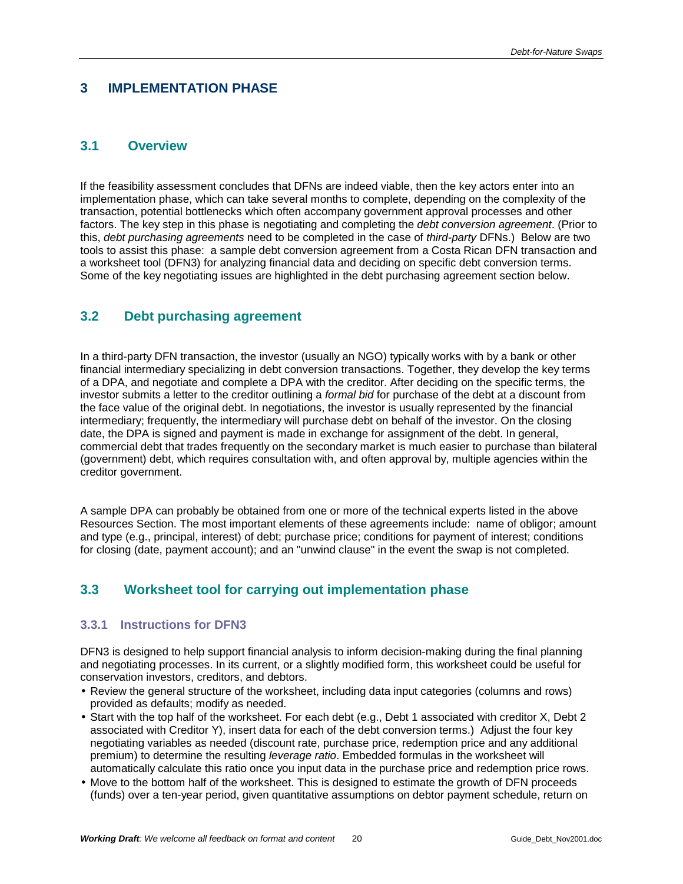# 3 IMPLEMENTATION PHASE

## 3.1 Overview

If the feasibility assessment concludes that DFNs are indeed viable, then the key actors enter into an implementation phase, which can take several months to complete, depending on the complexity of the transaction, potential bottlenecks which often accompany government approval processes and other factors. The key step in this phase is negotiating and completing the *debt conversion agreement*. (Prior to this, *debt purchasing agreements* need to be completed in the case of *third-party* DFNs.) Below are two tools to assist this phase: a sample debt conversion agreement from a Costa Rican DFN transaction and a worksheet tool (DFN3) for analyzing financial data and deciding on specific debt conversion terms. Some of the key negotiating issues are highlighted in the debt purchasing agreement section below.

## 3.2 Debt purchasing agreement

In a third-party DFN transaction, the investor (usually an NGO) typically works with by a bank or other financial intermediary specializing in debt conversion transactions. Together, they develop the key terms of a DPA, and negotiate and complete a DPA with the creditor. After deciding on the specific terms, the investor submits a letter to the creditor outlining a *formal bid* for purchase of the debt at a discount from the face value of the original debt. In negotiations, the investor is usually represented by the financial intermediary; frequently, the intermediary will purchase debt on behalf of the investor. On the closing date, the DPA is signed and payment is made in exchange for assignment of the debt. In general, commercial debt that trades frequently on the secondary market is much easier to purchase than bilateral (government) debt, which requires consultation with, and often approval by, multiple agencies within the creditor government.

A sample DPA can probably be obtained from one or more of the technical experts listed in the above Resources Section. The most important elements of these agreements include: name of obligor; amount and type (e.g., principal, interest) of debt; purchase price; conditions for payment of interest; conditions for closing (date, payment account); and an "unwind clause" in the event the swap is not completed.

## 3.3 Worksheet tool for carrying out implementation phase

### 3.3.1 Instructions for DFN3

DFN3 is designed to help support financial analysis to inform decision-making during the final planning and negotiating processes. In its current, or a slightly modified form, this worksheet could be useful for conservation investors, creditors, and debtors.

- Review the general structure of the worksheet, including data input categories (columns and rows) provided as defaults; modify as needed.
- Start with the top half of the worksheet. For each debt (e.g., Debt 1 associated with creditor X, Debt 2 associated with Creditor Y), insert data for each of the debt conversion terms.) Adjust the four key negotiating variables as needed (discount rate, purchase price, redemption price and any additional premium) to determine the resulting *leverage ratio*. Embedded formulas in the worksheet will automatically calculate this ratio once you input data in the purchase price and redemption price rows.
- Move to the bottom half of the worksheet. This is designed to estimate the growth of DFN proceeds (funds) over a ten-year period, given quantitative assumptions on debtor payment schedule, return on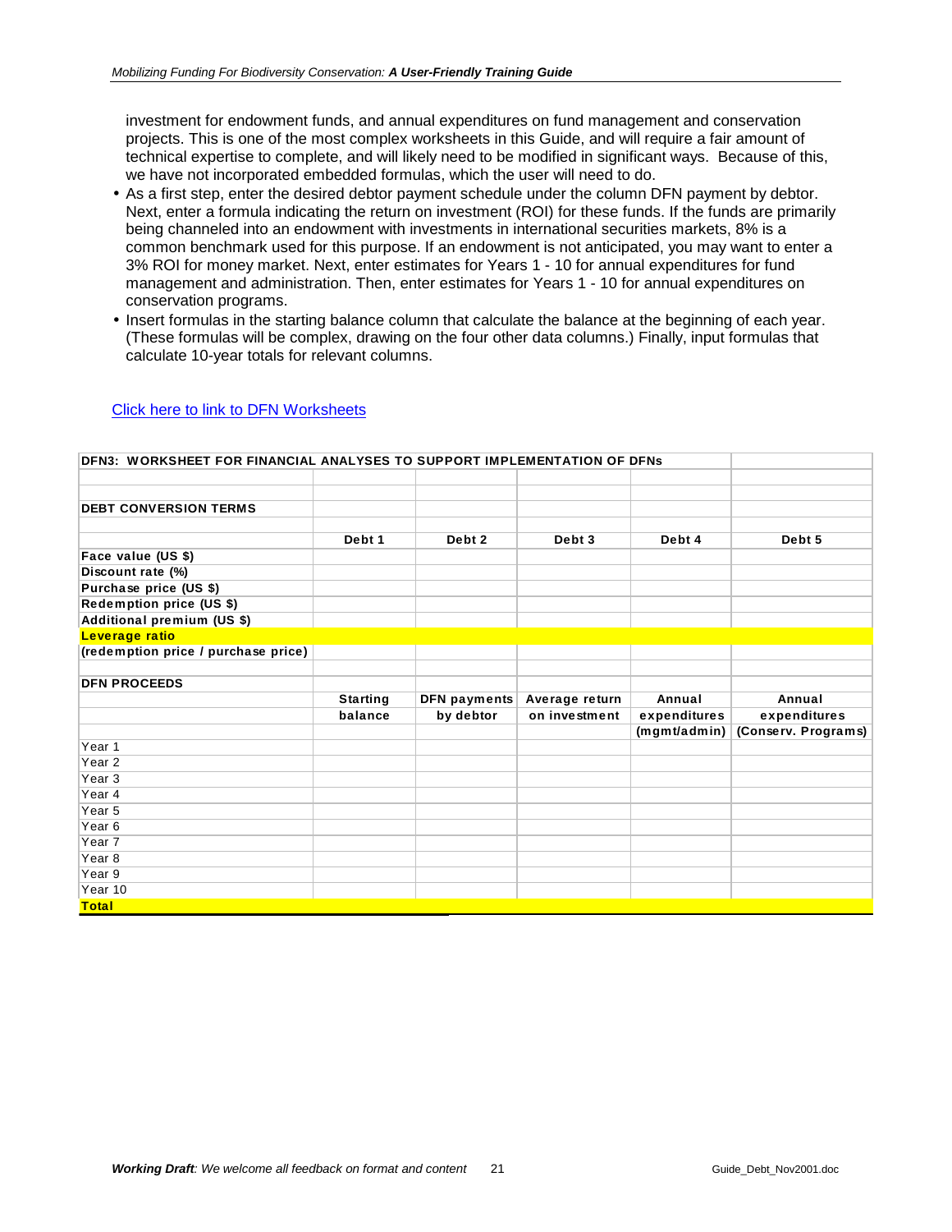investment for endowment funds, and annual expenditures on fund management and conservation projects. This is one of the most complex worksheets in this Guide, and will require a fair amount of technical expertise to complete, and will likely need to be modified in significant ways. Because of this, we have not incorporated embedded formulas, which the user will need to do.

- As a first step, enter the desired debtor payment schedule under the column DFN payment by debtor. Next, enter a formula indicating the return on investment (ROI) for these funds. If the funds are primarily being channeled into an endowment with investments in international securities markets, 8% is a common benchmark used for this purpose. If an endowment is not anticipated, you may want to enter a 3% ROI for money market. Next, enter estimates for Years 1 - 10 for annual expenditures for fund management and administration. Then, enter estimates for Years 1 - 10 for annual expenditures on conservation programs.
- Insert formulas in the starting balance column that calculate the balance at the beginning of each year. (These formulas will be complex, drawing on the four other data columns.) Finally, input formulas that calculate 10-year totals for relevant columns.

Click here to link to DFN Worksheets

| DFN3: WORKSHEET FOR FINANCIAL ANALYSES TO SUPPORT IMPLEMENTATION OF DFNs | | | | | |
|---|---|---|---|---|---|
| | | | | | |
| **DEBT CONVERSION TERMS** | | | | | |
| | | | | | |
| | **Debt 1** | **Debt 2** | **Debt 3** | **Debt 4** | **Debt 5** |
| **Face value (US $)** | | | | | |
| **Discount rate (%)** | | | | | |
| **Purchase price (US $)** | | | | | |
| **Redemption price (US $)** | | | | | |
| **Additional premium (US $)** | | | | | |
| **Leverage ratio** | | | | | |
| **(redemption price / purchase price)** | | | | | |
| | | | | | |
| **DFN PROCEEDS** | | | | | |
| | **Starting balance** | **DFN payments by debtor** | **Average return on investment** | **Annual expenditures (mgmt/admin)** | **Annual expenditures (Conserv. Programs)** |
| Year 1 | | | | | |
| Year 2 | | | | | |
| Year 3 | | | | | |
| Year 4 | | | | | |
| Year 5 | | | | | |
| Year 6 | | | | | |
| Year 7 | | | | | |
| Year 8 | | | | | |
| Year 9 | | | | | |
| Year 10 | | | | | |
| **Total** | | | | | |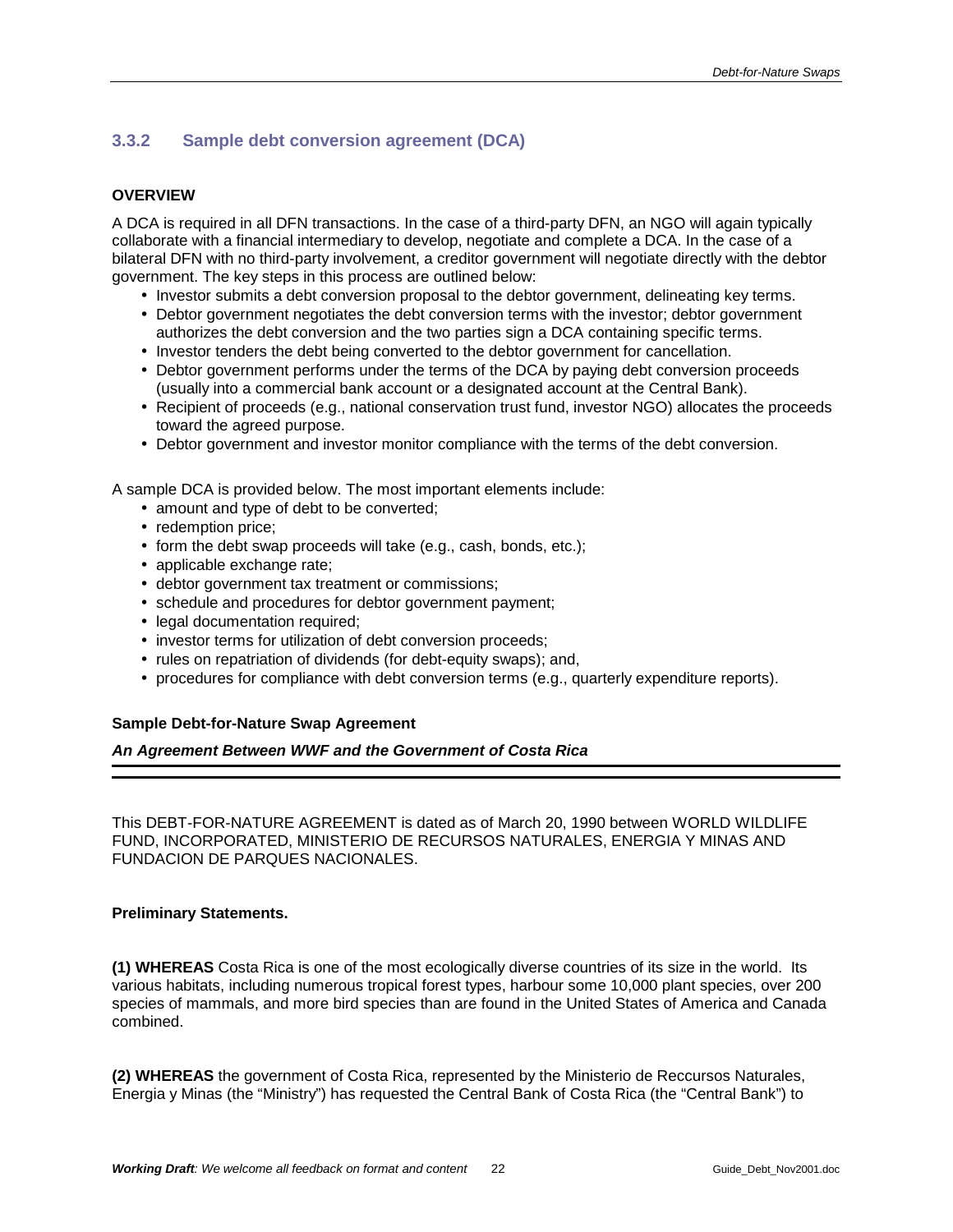### 3.3.2 Sample debt conversion agreement (DCA)

**OVERVIEW**

A DCA is required in all DFN transactions. In the case of a third-party DFN, an NGO will again typically collaborate with a financial intermediary to develop, negotiate and complete a DCA. In the case of a bilateral DFN with no third-party involvement, a creditor government will negotiate directly with the debtor government. The key steps in this process are outlined below:

- Investor submits a debt conversion proposal to the debtor government, delineating key terms.
- Debtor government negotiates the debt conversion terms with the investor; debtor government authorizes the debt conversion and the two parties sign a DCA containing specific terms.
- Investor tenders the debt being converted to the debtor government for cancellation.
- Debtor government performs under the terms of the DCA by paying debt conversion proceeds (usually into a commercial bank account or a designated account at the Central Bank).
- Recipient of proceeds (e.g., national conservation trust fund, investor NGO) allocates the proceeds toward the agreed purpose.
- Debtor government and investor monitor compliance with the terms of the debt conversion.

A sample DCA is provided below. The most important elements include:

- amount and type of debt to be converted;
- redemption price;
- form the debt swap proceeds will take (e.g., cash, bonds, etc.);
- applicable exchange rate;
- debtor government tax treatment or commissions;
- schedule and procedures for debtor government payment;
- legal documentation required;
- investor terms for utilization of debt conversion proceeds;
- rules on repatriation of dividends (for debt-equity swaps); and,
- procedures for compliance with debt conversion terms (e.g., quarterly expenditure reports).

**Sample Debt-for-Nature Swap Agreement**

***An Agreement Between WWF and the Government of Costa Rica***

---

This DEBT-FOR-NATURE AGREEMENT is dated as of March 20, 1990 between WORLD WILDLIFE FUND, INCORPORATED, MINISTERIO DE RECURSOS NATURALES, ENERGIA Y MINAS AND FUNDACION DE PARQUES NACIONALES.

**Preliminary Statements.**

**(1) WHEREAS** Costa Rica is one of the most ecologically diverse countries of its size in the world. Its various habitats, including numerous tropical forest types, harbour some 10,000 plant species, over 200 species of mammals, and more bird species than are found in the United States of America and Canada combined.

**(2) WHEREAS** the government of Costa Rica, represented by the Ministerio de Reccursos Naturales, Energia y Minas (the "Ministry") has requested the Central Bank of Costa Rica (the "Central Bank") to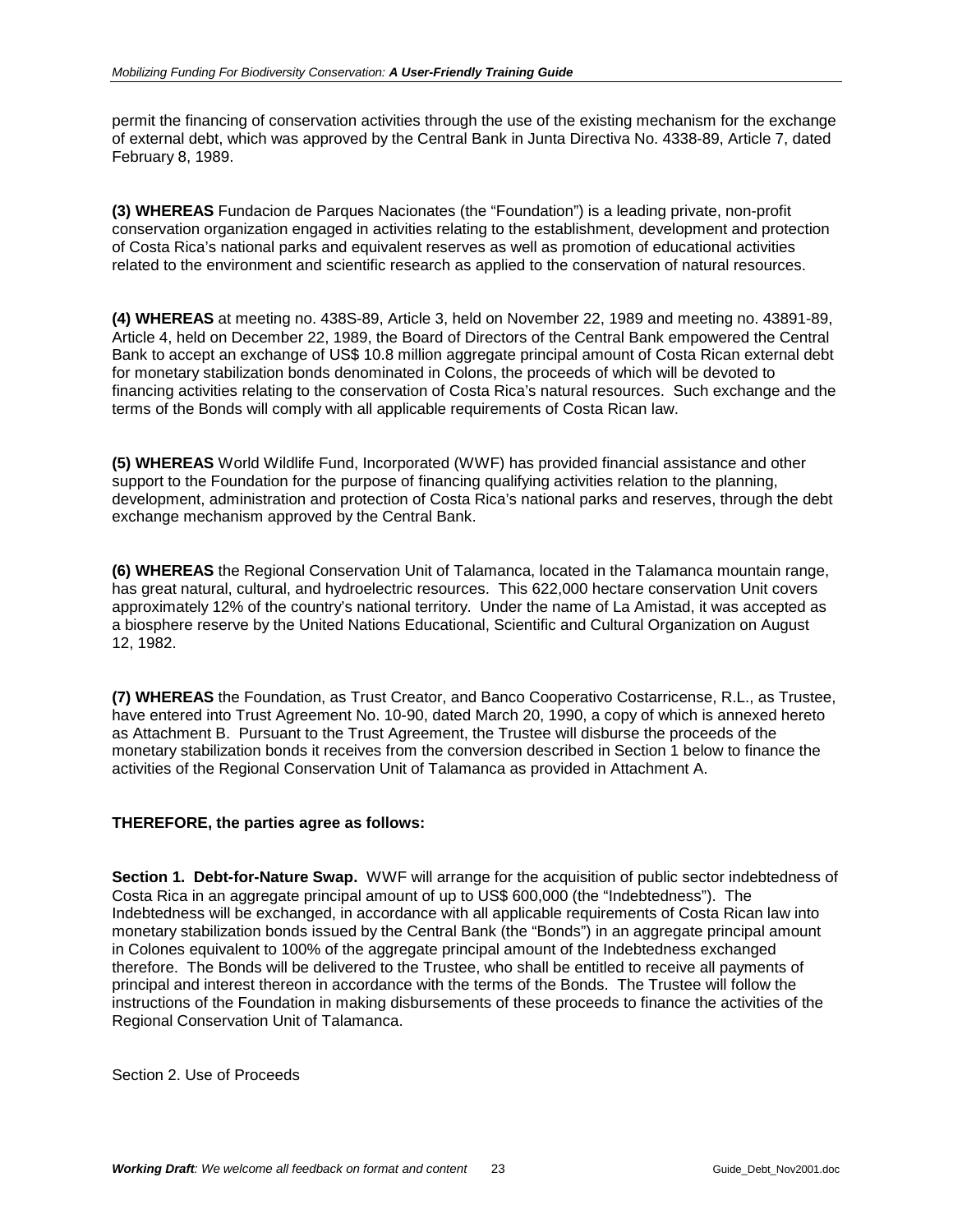permit the financing of conservation activities through the use of the existing mechanism for the exchange of external debt, which was approved by the Central Bank in Junta Directiva No. 4338-89, Article 7, dated February 8, 1989.

**(3) WHEREAS** Fundacion de Parques Nacionates (the "Foundation") is a leading private, non-profit conservation organization engaged in activities relating to the establishment, development and protection of Costa Rica's national parks and equivalent reserves as well as promotion of educational activities related to the environment and scientific research as applied to the conservation of natural resources.

**(4) WHEREAS** at meeting no. 438S-89, Article 3, held on November 22, 1989 and meeting no. 43891-89, Article 4, held on December 22, 1989, the Board of Directors of the Central Bank empowered the Central Bank to accept an exchange of US$ 10.8 million aggregate principal amount of Costa Rican external debt for monetary stabilization bonds denominated in Colons, the proceeds of which will be devoted to financing activities relating to the conservation of Costa Rica's natural resources. Such exchange and the terms of the Bonds will comply with all applicable requirements of Costa Rican law.

**(5) WHEREAS** World Wildlife Fund, Incorporated (WWF) has provided financial assistance and other support to the Foundation for the purpose of financing qualifying activities relation to the planning, development, administration and protection of Costa Rica's national parks and reserves, through the debt exchange mechanism approved by the Central Bank.

**(6) WHEREAS** the Regional Conservation Unit of Talamanca, located in the Talamanca mountain range, has great natural, cultural, and hydroelectric resources. This 622,000 hectare conservation Unit covers approximately 12% of the country's national territory. Under the name of La Amistad, it was accepted as a biosphere reserve by the United Nations Educational, Scientific and Cultural Organization on August 12, 1982.

**(7) WHEREAS** the Foundation, as Trust Creator, and Banco Cooperativo Costarricense, R.L., as Trustee, have entered into Trust Agreement No. 10-90, dated March 20, 1990, a copy of which is annexed hereto as Attachment B. Pursuant to the Trust Agreement, the Trustee will disburse the proceeds of the monetary stabilization bonds it receives from the conversion described in Section 1 below to finance the activities of the Regional Conservation Unit of Talamanca as provided in Attachment A.

**THEREFORE, the parties agree as follows:**

**Section 1. Debt-for-Nature Swap.** WWF will arrange for the acquisition of public sector indebtedness of Costa Rica in an aggregate principal amount of up to US$ 600,000 (the "Indebtedness"). The Indebtedness will be exchanged, in accordance with all applicable requirements of Costa Rican law into monetary stabilization bonds issued by the Central Bank (the "Bonds") in an aggregate principal amount in Colones equivalent to 100% of the aggregate principal amount of the Indebtedness exchanged therefore. The Bonds will be delivered to the Trustee, who shall be entitled to receive all payments of principal and interest thereon in accordance with the terms of the Bonds. The Trustee will follow the instructions of the Foundation in making disbursements of these proceeds to finance the activities of the Regional Conservation Unit of Talamanca.

Section 2. Use of Proceeds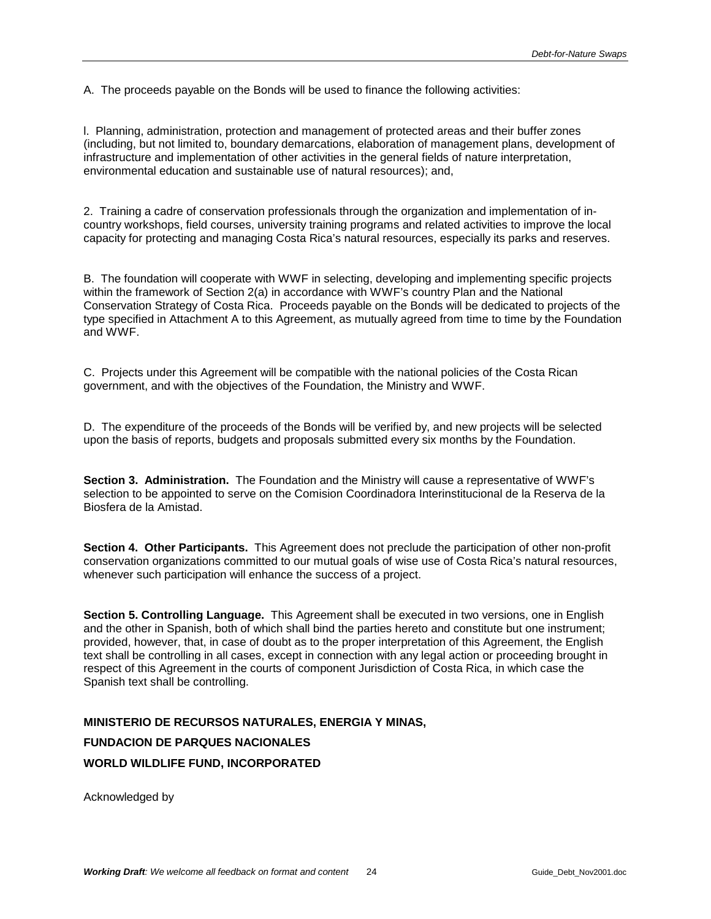A. The proceeds payable on the Bonds will be used to finance the following activities:

l. Planning, administration, protection and management of protected areas and their buffer zones (including, but not limited to, boundary demarcations, elaboration of management plans, development of infrastructure and implementation of other activities in the general fields of nature interpretation, environmental education and sustainable use of natural resources); and,

2. Training a cadre of conservation professionals through the organization and implementation of in-country workshops, field courses, university training programs and related activities to improve the local capacity for protecting and managing Costa Rica's natural resources, especially its parks and reserves.

B. The foundation will cooperate with WWF in selecting, developing and implementing specific projects within the framework of Section 2(a) in accordance with WWF's country Plan and the National Conservation Strategy of Costa Rica. Proceeds payable on the Bonds will be dedicated to projects of the type specified in Attachment A to this Agreement, as mutually agreed from time to time by the Foundation and WWF.

C. Projects under this Agreement will be compatible with the national policies of the Costa Rican government, and with the objectives of the Foundation, the Ministry and WWF.

D. The expenditure of the proceeds of the Bonds will be verified by, and new projects will be selected upon the basis of reports, budgets and proposals submitted every six months by the Foundation.

**Section 3. Administration.** The Foundation and the Ministry will cause a representative of WWF's selection to be appointed to serve on the Comision Coordinadora Interinstitucional de la Reserva de la Biosfera de la Amistad.

**Section 4. Other Participants.** This Agreement does not preclude the participation of other non-profit conservation organizations committed to our mutual goals of wise use of Costa Rica's natural resources, whenever such participation will enhance the success of a project.

**Section 5. Controlling Language.** This Agreement shall be executed in two versions, one in English and the other in Spanish, both of which shall bind the parties hereto and constitute but one instrument; provided, however, that, in case of doubt as to the proper interpretation of this Agreement, the English text shall be controlling in all cases, except in connection with any legal action or proceeding brought in respect of this Agreement in the courts of component Jurisdiction of Costa Rica, in which case the Spanish text shall be controlling.

**MINISTERIO DE RECURSOS NATURALES, ENERGIA Y MINAS,**

**FUNDACION DE PARQUES NACIONALES**

**WORLD WILDLIFE FUND, INCORPORATED**

Acknowledged by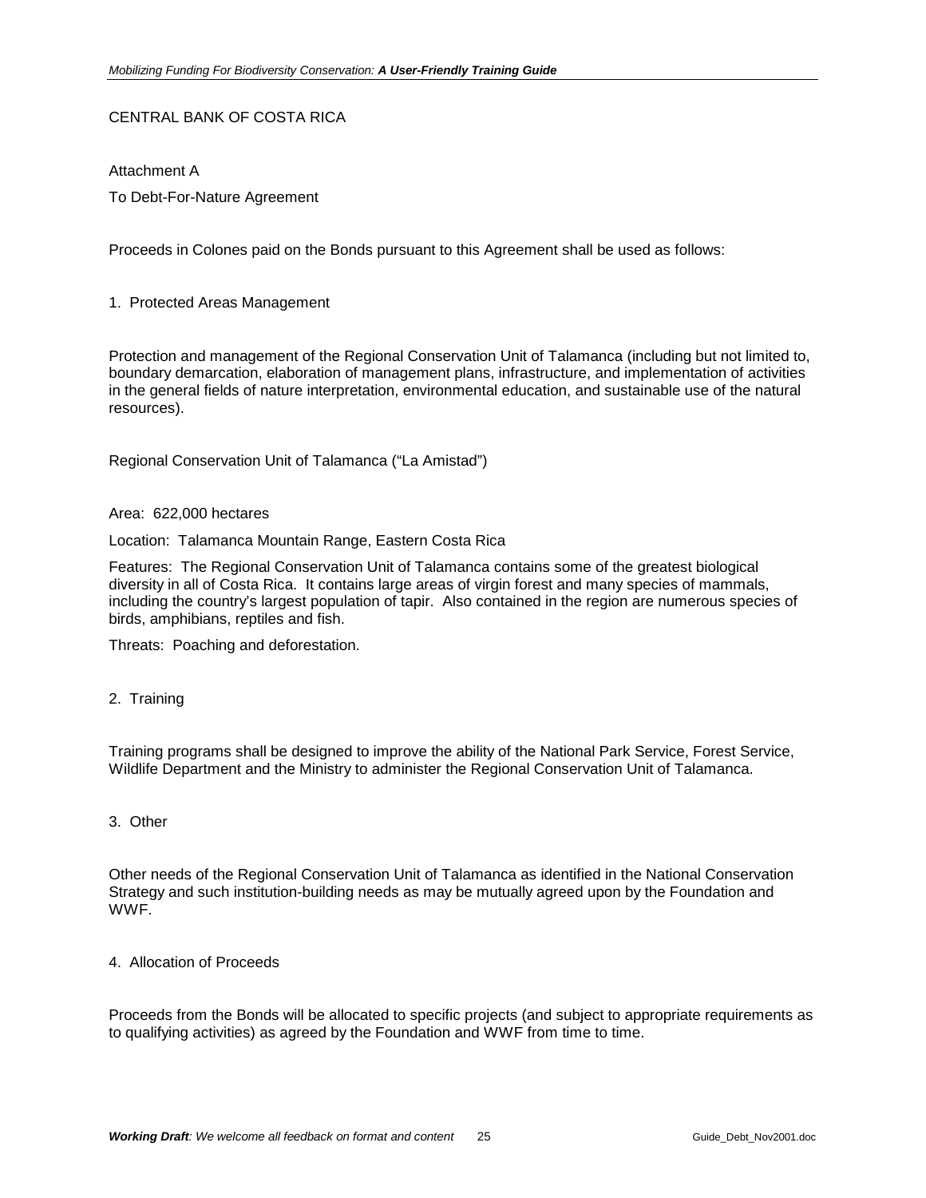CENTRAL BANK OF COSTA RICA

Attachment A

To Debt-For-Nature Agreement

Proceeds in Colones paid on the Bonds pursuant to this Agreement shall be used as follows:

1. Protected Areas Management

Protection and management of the Regional Conservation Unit of Talamanca (including but not limited to, boundary demarcation, elaboration of management plans, infrastructure, and implementation of activities in the general fields of nature interpretation, environmental education, and sustainable use of the natural resources).

Regional Conservation Unit of Talamanca ("La Amistad")

Area: 622,000 hectares

Location: Talamanca Mountain Range, Eastern Costa Rica

Features: The Regional Conservation Unit of Talamanca contains some of the greatest biological diversity in all of Costa Rica. It contains large areas of virgin forest and many species of mammals, including the country's largest population of tapir. Also contained in the region are numerous species of birds, amphibians, reptiles and fish.

Threats: Poaching and deforestation.

2. Training

Training programs shall be designed to improve the ability of the National Park Service, Forest Service, Wildlife Department and the Ministry to administer the Regional Conservation Unit of Talamanca.

3. Other

Other needs of the Regional Conservation Unit of Talamanca as identified in the National Conservation Strategy and such institution-building needs as may be mutually agreed upon by the Foundation and WWF.

4. Allocation of Proceeds

Proceeds from the Bonds will be allocated to specific projects (and subject to appropriate requirements as to qualifying activities) as agreed by the Foundation and WWF from time to time.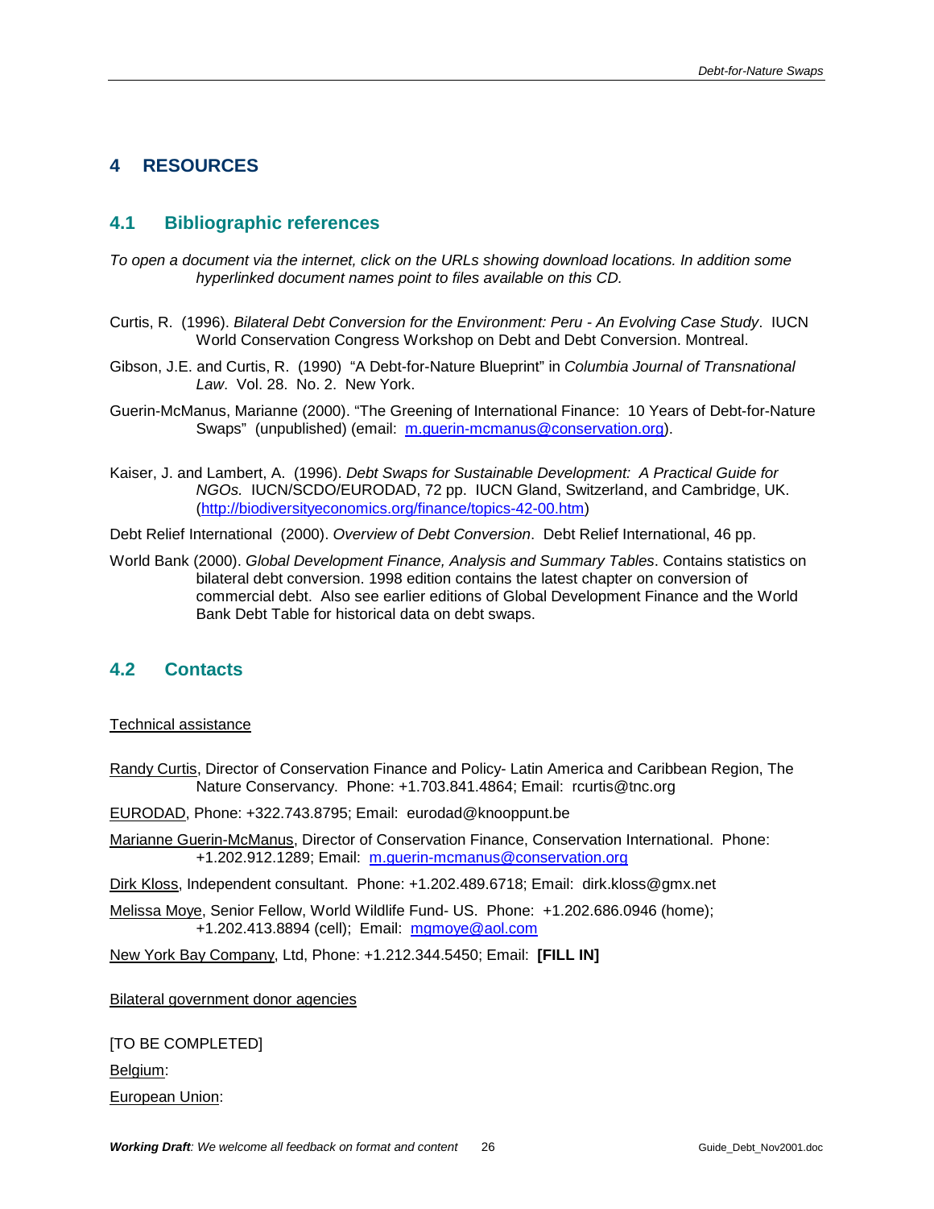# 4 RESOURCES

## 4.1 Bibliographic references

*To open a document via the internet, click on the URLs showing download locations. In addition some hyperlinked document names point to files available on this CD.*

Curtis, R. (1996). *Bilateral Debt Conversion for the Environment: Peru - An Evolving Case Study*. IUCN World Conservation Congress Workshop on Debt and Debt Conversion. Montreal.

Gibson, J.E. and Curtis, R. (1990) "A Debt-for-Nature Blueprint" in *Columbia Journal of Transnational Law*. Vol. 28. No. 2. New York.

Guerin-McManus, Marianne (2000). "The Greening of International Finance: 10 Years of Debt-for-Nature Swaps" (unpublished) (email: m.guerin-mcmanus@conservation.org).

Kaiser, J. and Lambert, A. (1996). *Debt Swaps for Sustainable Development: A Practical Guide for NGOs.* IUCN/SCDO/EURODAD, 72 pp. IUCN Gland, Switzerland, and Cambridge, UK. (http://biodiversityeconomics.org/finance/topics-42-00.htm)

Debt Relief International (2000). *Overview of Debt Conversion*. Debt Relief International, 46 pp.

World Bank (2000). *Global Development Finance, Analysis and Summary Tables*. Contains statistics on bilateral debt conversion. 1998 edition contains the latest chapter on conversion of commercial debt. Also see earlier editions of Global Development Finance and the World Bank Debt Table for historical data on debt swaps.

## 4.2 Contacts

Technical assistance

Randy Curtis, Director of Conservation Finance and Policy- Latin America and Caribbean Region, The Nature Conservancy. Phone: +1.703.841.4864; Email: rcurtis@tnc.org

EURODAD, Phone: +322.743.8795; Email: eurodad@knooppunt.be

Marianne Guerin-McManus, Director of Conservation Finance, Conservation International. Phone: +1.202.912.1289; Email: m.guerin-mcmanus@conservation.org

Dirk Kloss, Independent consultant. Phone: +1.202.489.6718; Email: dirk.kloss@gmx.net

Melissa Moye, Senior Fellow, World Wildlife Fund- US. Phone: +1.202.686.0946 (home); +1.202.413.8894 (cell); Email: mgmoye@aol.com

New York Bay Company, Ltd, Phone: +1.212.344.5450; Email: **[FILL IN]**

Bilateral government donor agencies

[TO BE COMPLETED]

Belgium:

European Union: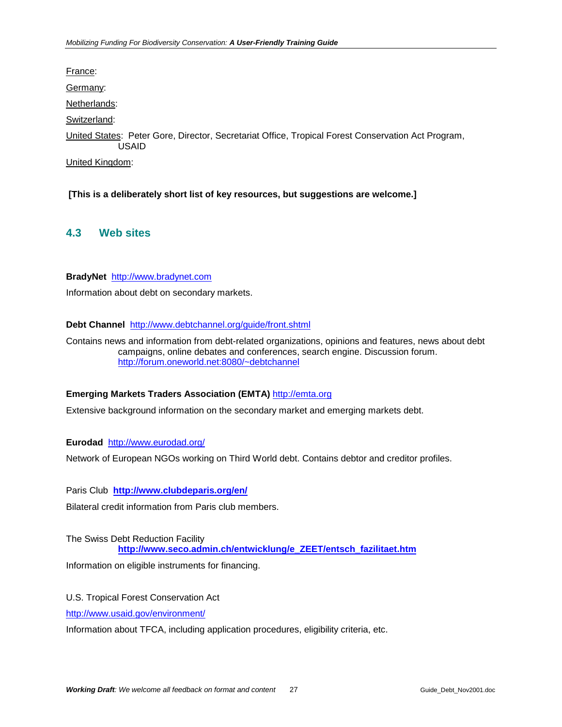France:

Germany:

Netherlands:

Switzerland:

United States: Peter Gore, Director, Secretariat Office, Tropical Forest Conservation Act Program, USAID

United Kingdom:

**[This is a deliberately short list of key resources, but suggestions are welcome.]**

## 4.3 Web sites

**BradyNet** http://www.bradynet.com

Information about debt on secondary markets.

**Debt Channel** http://www.debtchannel.org/guide/front.shtml

Contains news and information from debt-related organizations, opinions and features, news about debt campaigns, online debates and conferences, search engine. Discussion forum. http://forum.oneworld.net:8080/~debtchannel

**Emerging Markets Traders Association (EMTA)** http://emta.org

Extensive background information on the secondary market and emerging markets debt.

**Eurodad** http://www.eurodad.org/

Network of European NGOs working on Third World debt. Contains debtor and creditor profiles.

Paris Club **http://www.clubdeparis.org/en/**

Bilateral credit information from Paris club members.

The Swiss Debt Reduction Facility
**http://www.seco.admin.ch/entwicklung/e_ZEET/entsch_fazilitaet.htm**

Information on eligible instruments for financing.

U.S. Tropical Forest Conservation Act

http://www.usaid.gov/environment/

Information about TFCA, including application procedures, eligibility criteria, etc.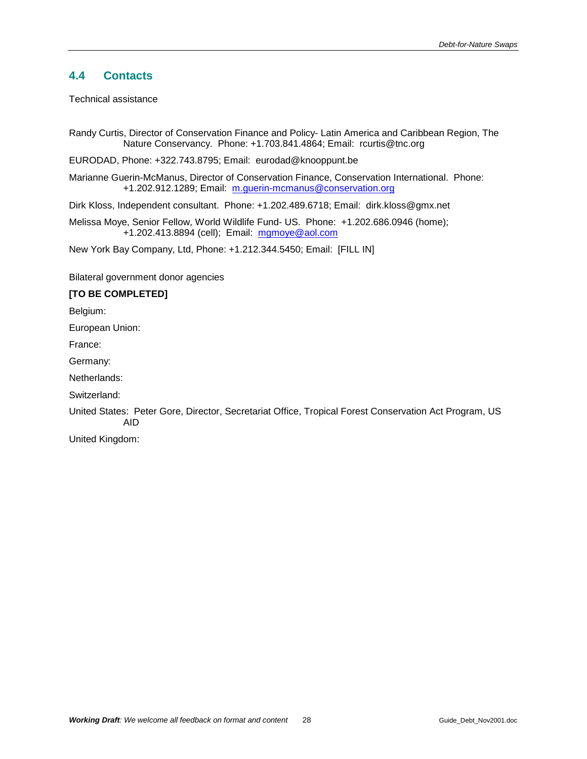## 4.4 Contacts

Technical assistance

Randy Curtis, Director of Conservation Finance and Policy- Latin America and Caribbean Region, The Nature Conservancy. Phone: +1.703.841.4864; Email: rcurtis@tnc.org

EURODAD, Phone: +322.743.8795; Email: eurodad@knooppunt.be

Marianne Guerin-McManus, Director of Conservation Finance, Conservation International. Phone: +1.202.912.1289; Email: m.guerin-mcmanus@conservation.org

Dirk Kloss, Independent consultant. Phone: +1.202.489.6718; Email: dirk.kloss@gmx.net

Melissa Moye, Senior Fellow, World Wildlife Fund- US. Phone: +1.202.686.0946 (home); +1.202.413.8894 (cell); Email: mgmoye@aol.com

New York Bay Company, Ltd, Phone: +1.212.344.5450; Email: [FILL IN]

Bilateral government donor agencies

**[TO BE COMPLETED]**

Belgium:

European Union:

France:

Germany:

Netherlands:

Switzerland:

United States: Peter Gore, Director, Secretariat Office, Tropical Forest Conservation Act Program, US AID

United Kingdom: